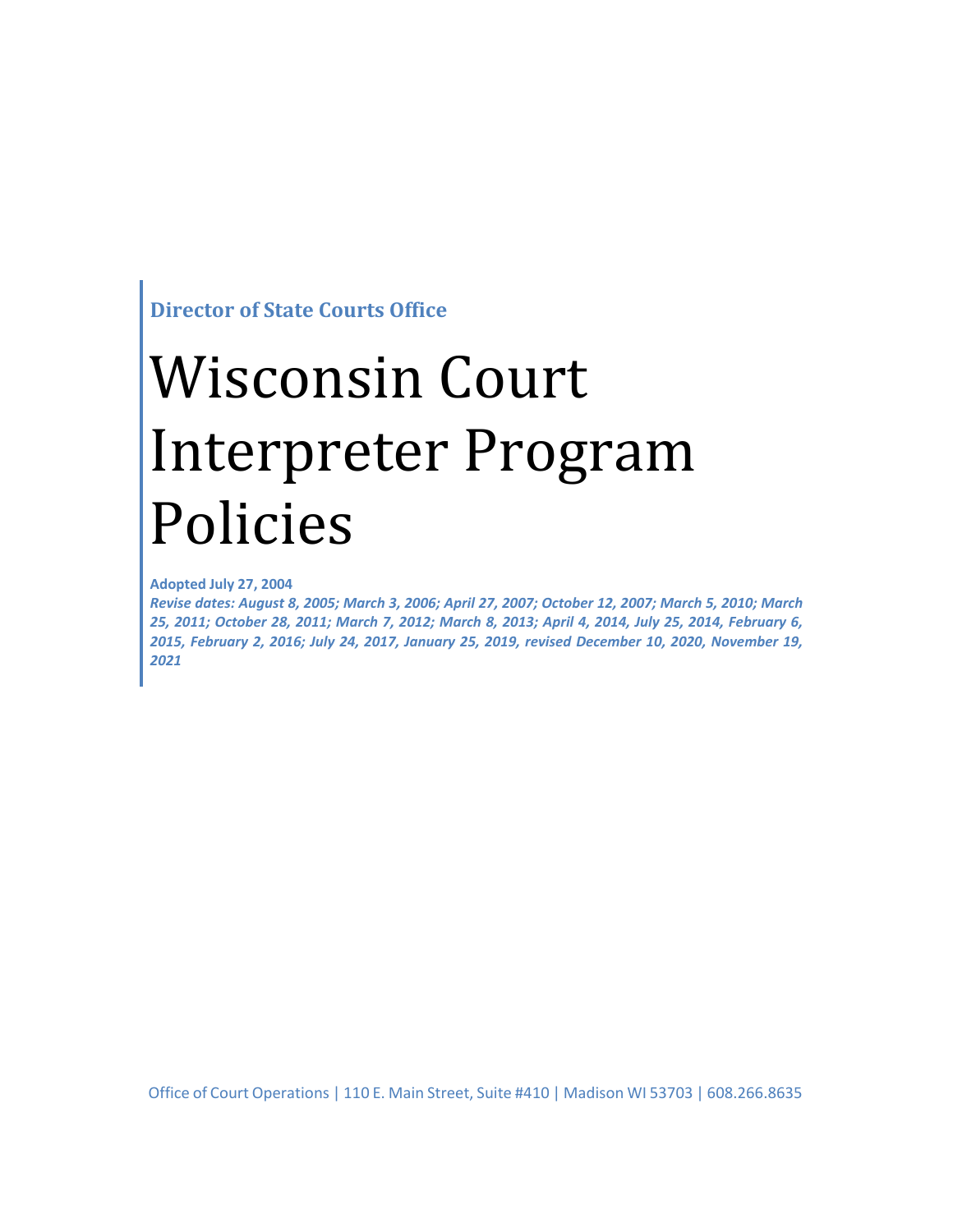**Director of State Courts Office**

# Wisconsin Court Interpreter Program Policies

**Adopted July 27, 2004**

***Revise dates: August 8, 2005; March 3, 2006; April 27, 2007; October 12, 2007; March 5, 2010; March 25, 2011; October 28, 2011; March 7, 2012; March 8, 2013; April 4, 2014, July 25, 2014, February 6, 2015, February 2, 2016; July 24, 2017, January 25, 2019, revised December 10, 2020, November 19, 2021***

Office of Court Operations | 110 E. Main Street, Suite #410 | Madison WI 53703 | 608.266.8635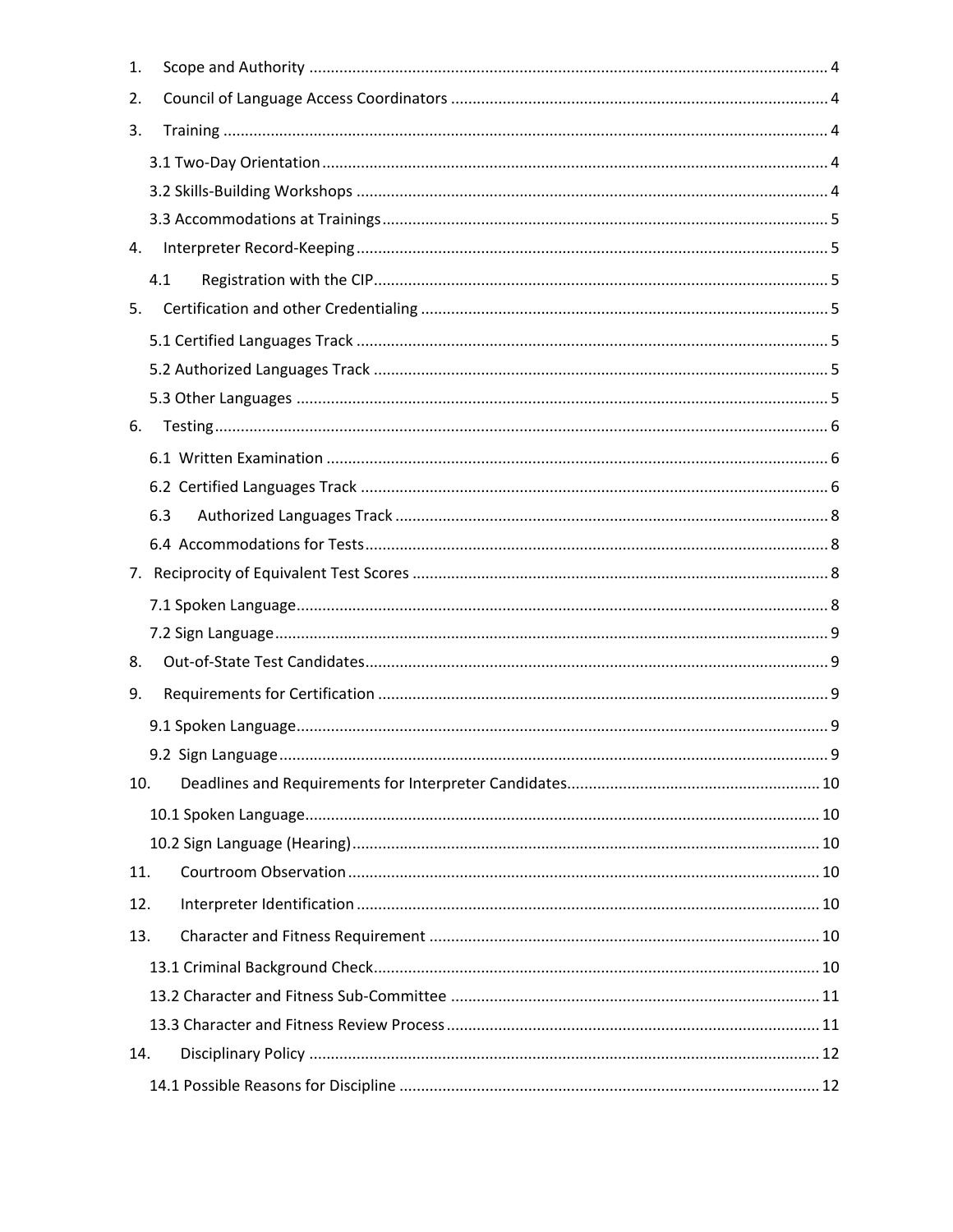1. Scope and Authority ........................................................................................................ 4

2. Council of Language Access Coordinators ....................................................................... 4

3. Training ............................................................................................................................ 4

   3.1 Two-Day Orientation ..................................................................................................... 4

   3.2 Skills-Building Workshops ............................................................................................. 4

   3.3 Accommodations at Trainings ....................................................................................... 5

4. Interpreter Record-Keeping ............................................................................................. 5

   4.1 Registration with the CIP ........................................................................................... 5

5. Certification and other Credentialing .............................................................................. 5

   5.1 Certified Languages Track ............................................................................................. 5

   5.2 Authorized Languages Track ......................................................................................... 5

   5.3 Other Languages ........................................................................................................... 5

6. Testing .............................................................................................................................. 6

   6.1 Written Examination .................................................................................................... 6

   6.2 Certified Languages Track ............................................................................................ 6

   6.3 Authorized Languages Track ........................................................................................ 8

   6.4 Accommodations for Tests ........................................................................................... 8

7. Reciprocity of Equivalent Test Scores ................................................................................ 8

   7.1 Spoken Language ........................................................................................................... 8

   7.2 Sign Language ................................................................................................................ 9

8. Out-of-State Test Candidates ............................................................................................ 9

9. Requirements for Certification ......................................................................................... 9

   9.1 Spoken Language ........................................................................................................... 9

   9.2 Sign Language ............................................................................................................... 9

10. Deadlines and Requirements for Interpreter Candidates ............................................ 10

   10.1 Spoken Language ....................................................................................................... 10

   10.2 Sign Language (Hearing) ............................................................................................ 10

11. Courtroom Observation ............................................................................................... 10

12. Interpreter Identification ............................................................................................. 10

13. Character and Fitness Requirement ............................................................................ 10

   13.1 Criminal Background Check ....................................................................................... 10

   13.2 Character and Fitness Sub-Committee ...................................................................... 11

   13.3 Character and Fitness Review Process ....................................................................... 11

14. Disciplinary Policy ........................................................................................................ 12

   14.1 Possible Reasons for Discipline ................................................................................. 12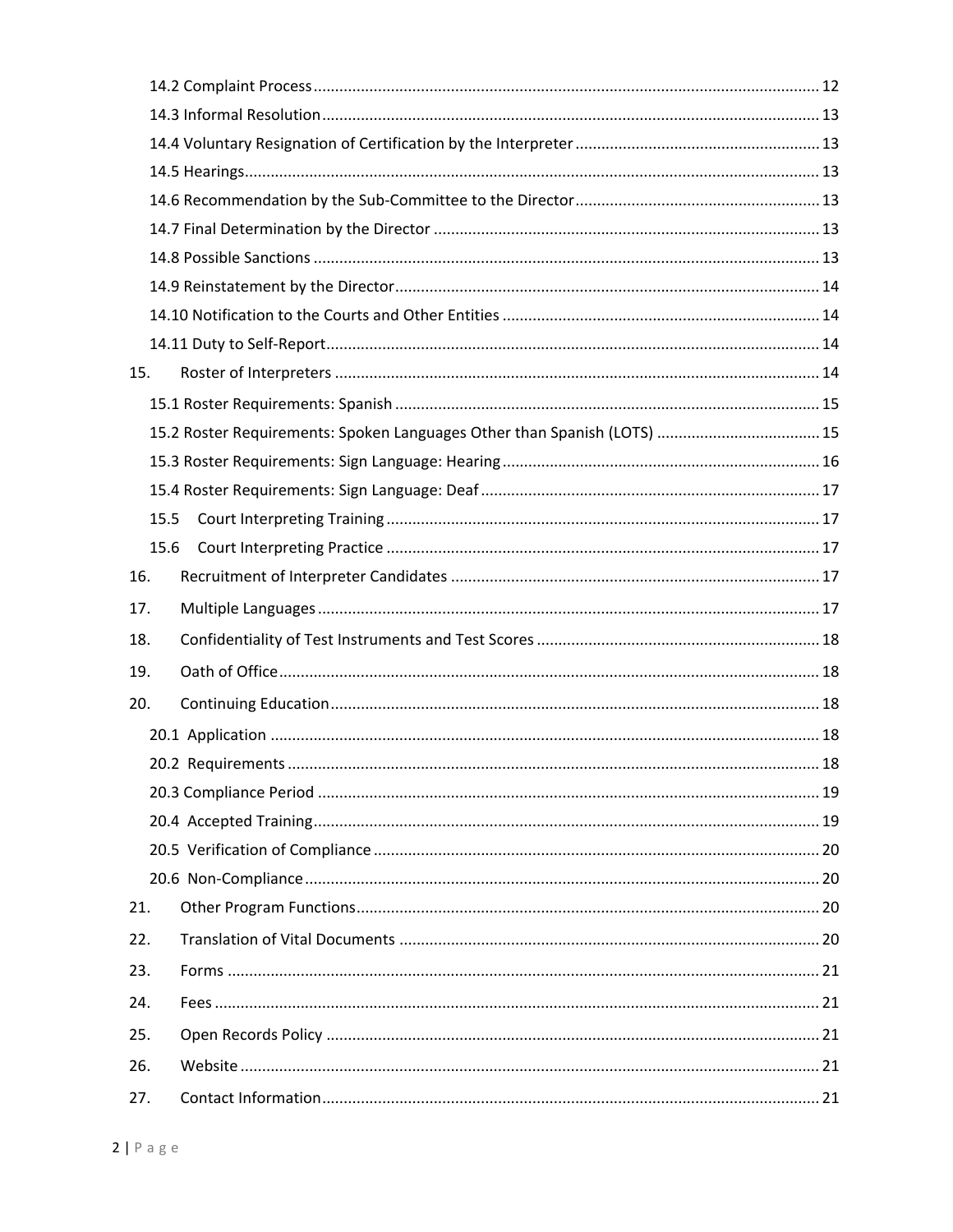14.2 Complaint Process ..... 12
14.3 Informal Resolution ..... 13
14.4 Voluntary Resignation of Certification by the Interpreter ..... 13
14.5 Hearings ..... 13
14.6 Recommendation by the Sub-Committee to the Director ..... 13
14.7 Final Determination by the Director ..... 13
14.8 Possible Sanctions ..... 13
14.9 Reinstatement by the Director ..... 14
14.10 Notification to the Courts and Other Entities ..... 14
14.11 Duty to Self-Report ..... 14

15. Roster of Interpreters ..... 14
15.1 Roster Requirements: Spanish ..... 15
15.2 Roster Requirements: Spoken Languages Other than Spanish (LOTS) ..... 15
15.3 Roster Requirements: Sign Language: Hearing ..... 16
15.4 Roster Requirements: Sign Language: Deaf ..... 17
15.5 Court Interpreting Training ..... 17
15.6 Court Interpreting Practice ..... 17

16. Recruitment of Interpreter Candidates ..... 17

17. Multiple Languages ..... 17

18. Confidentiality of Test Instruments and Test Scores ..... 18

19. Oath of Office ..... 18

20. Continuing Education ..... 18
20.1 Application ..... 18
20.2 Requirements ..... 18
20.3 Compliance Period ..... 19
20.4 Accepted Training ..... 19
20.5 Verification of Compliance ..... 20
20.6 Non-Compliance ..... 20

21. Other Program Functions ..... 20

22. Translation of Vital Documents ..... 20

23. Forms ..... 21

24. Fees ..... 21

25. Open Records Policy ..... 21

26. Website ..... 21

27. Contact Information ..... 21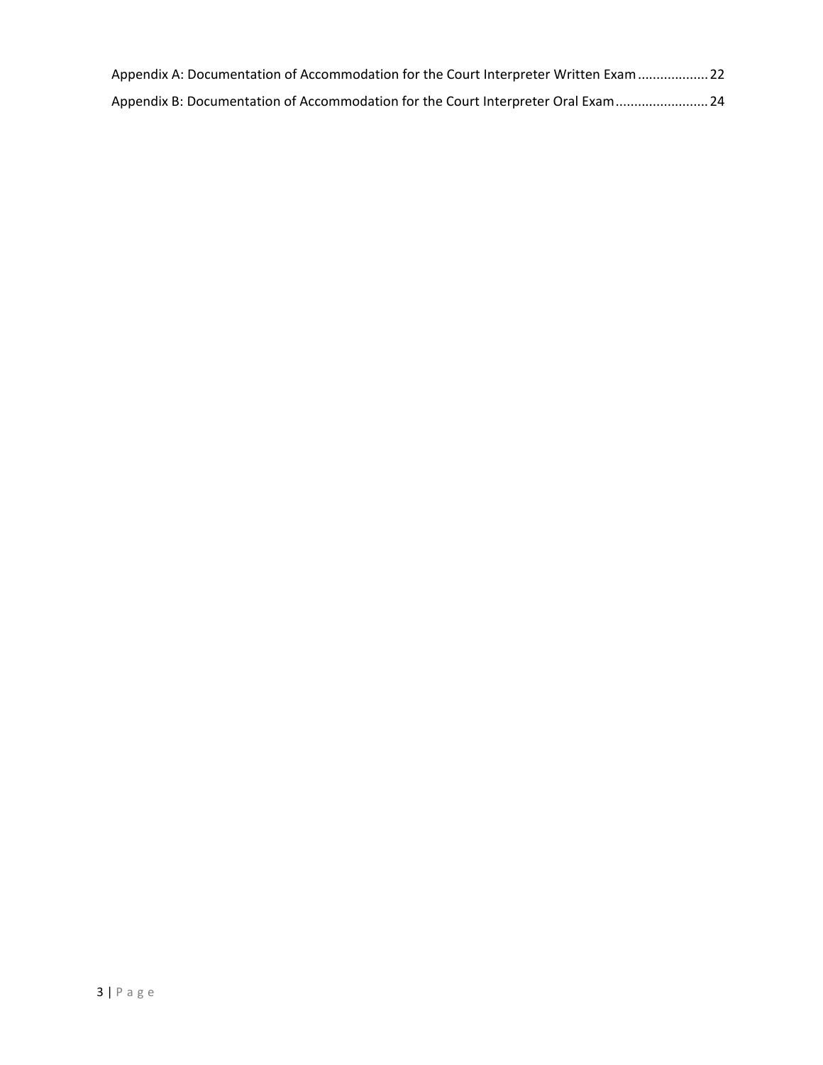Appendix A: Documentation of Accommodation for the Court Interpreter Written Exam .................. 22

Appendix B: Documentation of Accommodation for the Court Interpreter Oral Exam ........................ 24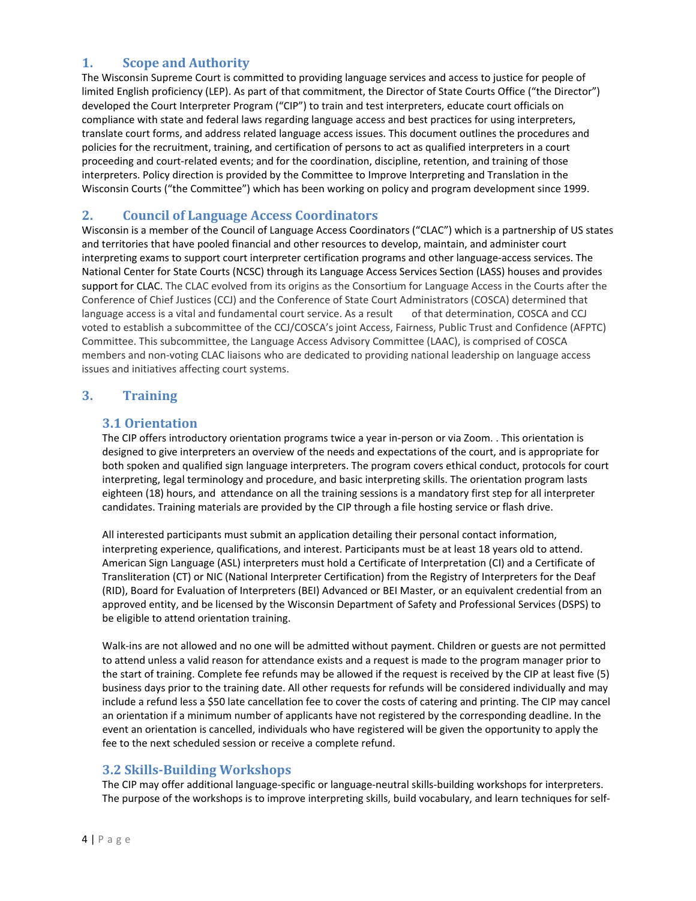## 1. Scope and Authority

The Wisconsin Supreme Court is committed to providing language services and access to justice for people of limited English proficiency (LEP). As part of that commitment, the Director of State Courts Office ("the Director") developed the Court Interpreter Program ("CIP") to train and test interpreters, educate court officials on compliance with state and federal laws regarding language access and best practices for using interpreters, translate court forms, and address related language access issues. This document outlines the procedures and policies for the recruitment, training, and certification of persons to act as qualified interpreters in a court proceeding and court-related events; and for the coordination, discipline, retention, and training of those interpreters. Policy direction is provided by the Committee to Improve Interpreting and Translation in the Wisconsin Courts ("the Committee") which has been working on policy and program development since 1999.

## 2. Council of Language Access Coordinators

Wisconsin is a member of the Council of Language Access Coordinators ("CLAC") which is a partnership of US states and territories that have pooled financial and other resources to develop, maintain, and administer court interpreting exams to support court interpreter certification programs and other language-access services. The National Center for State Courts (NCSC) through its Language Access Services Section (LASS) houses and provides support for CLAC. The CLAC evolved from its origins as the Consortium for Language Access in the Courts after the Conference of Chief Justices (CCJ) and the Conference of State Court Administrators (COSCA) determined that language access is a vital and fundamental court service. As a result of that determination, COSCA and CCJ voted to establish a subcommittee of the CCJ/COSCA's joint Access, Fairness, Public Trust and Confidence (AFPTC) Committee. This subcommittee, the Language Access Advisory Committee (LAAC), is comprised of COSCA members and non-voting CLAC liaisons who are dedicated to providing national leadership on language access issues and initiatives affecting court systems.

## 3. Training

### 3.1 Orientation

The CIP offers introductory orientation programs twice a year in-person or via Zoom. . This orientation is designed to give interpreters an overview of the needs and expectations of the court, and is appropriate for both spoken and qualified sign language interpreters. The program covers ethical conduct, protocols for court interpreting, legal terminology and procedure, and basic interpreting skills. The orientation program lasts eighteen (18) hours, and attendance on all the training sessions is a mandatory first step for all interpreter candidates. Training materials are provided by the CIP through a file hosting service or flash drive.

All interested participants must submit an application detailing their personal contact information, interpreting experience, qualifications, and interest. Participants must be at least 18 years old to attend. American Sign Language (ASL) interpreters must hold a Certificate of Interpretation (CI) and a Certificate of Transliteration (CT) or NIC (National Interpreter Certification) from the Registry of Interpreters for the Deaf (RID), Board for Evaluation of Interpreters (BEI) Advanced or BEI Master, or an equivalent credential from an approved entity, and be licensed by the Wisconsin Department of Safety and Professional Services (DSPS) to be eligible to attend orientation training.

Walk-ins are not allowed and no one will be admitted without payment. Children or guests are not permitted to attend unless a valid reason for attendance exists and a request is made to the program manager prior to the start of training. Complete fee refunds may be allowed if the request is received by the CIP at least five (5) business days prior to the training date. All other requests for refunds will be considered individually and may include a refund less a $50 late cancellation fee to cover the costs of catering and printing. The CIP may cancel an orientation if a minimum number of applicants have not registered by the corresponding deadline. In the event an orientation is cancelled, individuals who have registered will be given the opportunity to apply the fee to the next scheduled session or receive a complete refund.

### 3.2 Skills-Building Workshops

The CIP may offer additional language-specific or language-neutral skills-building workshops for interpreters. The purpose of the workshops is to improve interpreting skills, build vocabulary, and learn techniques for self-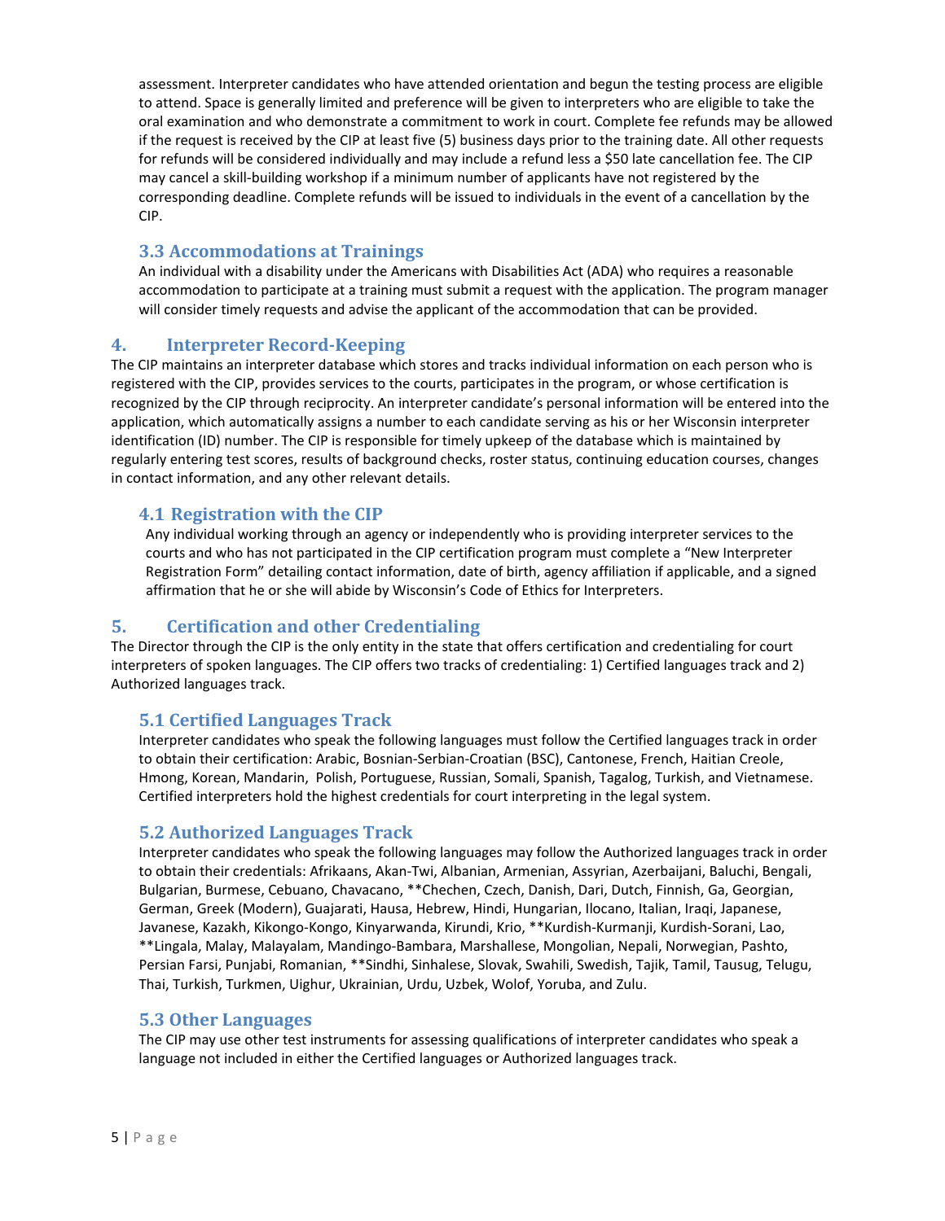assessment. Interpreter candidates who have attended orientation and begun the testing process are eligible to attend. Space is generally limited and preference will be given to interpreters who are eligible to take the oral examination and who demonstrate a commitment to work in court. Complete fee refunds may be allowed if the request is received by the CIP at least five (5) business days prior to the training date. All other requests for refunds will be considered individually and may include a refund less a $50 late cancellation fee. The CIP may cancel a skill-building workshop if a minimum number of applicants have not registered by the corresponding deadline. Complete refunds will be issued to individuals in the event of a cancellation by the CIP.

### 3.3 Accommodations at Trainings

An individual with a disability under the Americans with Disabilities Act (ADA) who requires a reasonable accommodation to participate at a training must submit a request with the application. The program manager will consider timely requests and advise the applicant of the accommodation that can be provided.

## 4. Interpreter Record-Keeping

The CIP maintains an interpreter database which stores and tracks individual information on each person who is registered with the CIP, provides services to the courts, participates in the program, or whose certification is recognized by the CIP through reciprocity. An interpreter candidate's personal information will be entered into the application, which automatically assigns a number to each candidate serving as his or her Wisconsin interpreter identification (ID) number. The CIP is responsible for timely upkeep of the database which is maintained by regularly entering test scores, results of background checks, roster status, continuing education courses, changes in contact information, and any other relevant details.

### 4.1 Registration with the CIP

Any individual working through an agency or independently who is providing interpreter services to the courts and who has not participated in the CIP certification program must complete a "New Interpreter Registration Form" detailing contact information, date of birth, agency affiliation if applicable, and a signed affirmation that he or she will abide by Wisconsin's Code of Ethics for Interpreters.

## 5. Certification and other Credentialing

The Director through the CIP is the only entity in the state that offers certification and credentialing for court interpreters of spoken languages. The CIP offers two tracks of credentialing: 1) Certified languages track and 2) Authorized languages track.

### 5.1 Certified Languages Track

Interpreter candidates who speak the following languages must follow the Certified languages track in order to obtain their certification: Arabic, Bosnian-Serbian-Croatian (BSC), Cantonese, French, Haitian Creole, Hmong, Korean, Mandarin, Polish, Portuguese, Russian, Somali, Spanish, Tagalog, Turkish, and Vietnamese. Certified interpreters hold the highest credentials for court interpreting in the legal system.

### 5.2 Authorized Languages Track

Interpreter candidates who speak the following languages may follow the Authorized languages track in order to obtain their credentials: Afrikaans, Akan-Twi, Albanian, Armenian, Assyrian, Azerbaijani, Baluchi, Bengali, Bulgarian, Burmese, Cebuano, Chavacano, **Chechen, Czech, Danish, Dari, Dutch, Finnish, Ga, Georgian, German, Greek (Modern), Guajarati, Hausa, Hebrew, Hindi, Hungarian, Ilocano, Italian, Iraqi, Japanese, Javanese, Kazakh, Kikongo-Kongo, Kinyarwanda, Kirundi, Krio, **Kurdish-Kurmanji, Kurdish-Sorani, Lao, **Lingala, Malay, Malayalam, Mandingo-Bambara, Marshallese, Mongolian, Nepali, Norwegian, Pashto, Persian Farsi, Punjabi, Romanian, **Sindhi, Sinhalese, Slovak, Swahili, Swedish, Tajik, Tamil, Tausug, Telugu, Thai, Turkish, Turkmen, Uighur, Ukrainian, Urdu, Uzbek, Wolof, Yoruba, and Zulu.

### 5.3 Other Languages

The CIP may use other test instruments for assessing qualifications of interpreter candidates who speak a language not included in either the Certified languages or Authorized languages track.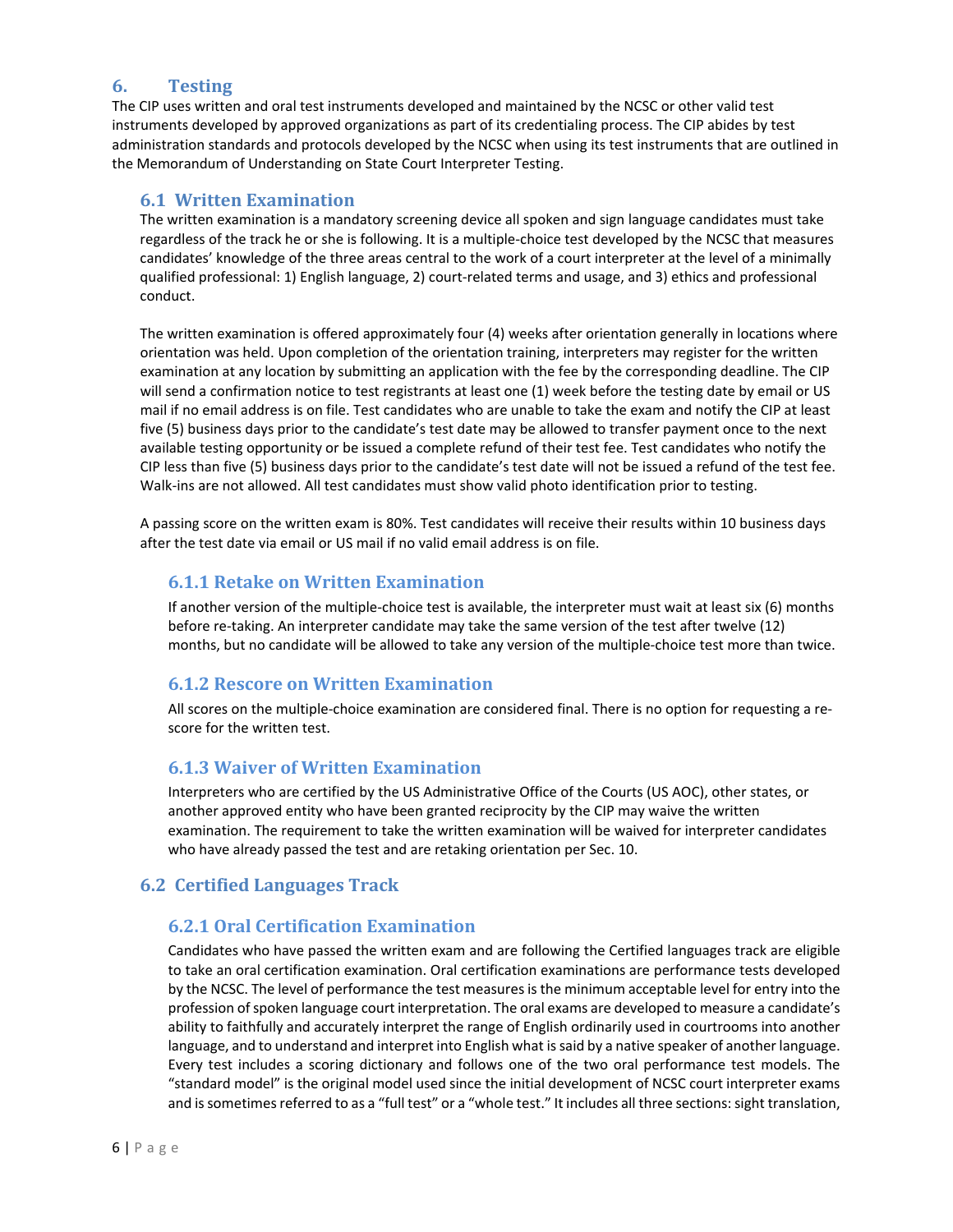## 6. Testing

The CIP uses written and oral test instruments developed and maintained by the NCSC or other valid test instruments developed by approved organizations as part of its credentialing process. The CIP abides by test administration standards and protocols developed by the NCSC when using its test instruments that are outlined in the Memorandum of Understanding on State Court Interpreter Testing.

### 6.1 Written Examination

The written examination is a mandatory screening device all spoken and sign language candidates must take regardless of the track he or she is following. It is a multiple-choice test developed by the NCSC that measures candidates' knowledge of the three areas central to the work of a court interpreter at the level of a minimally qualified professional: 1) English language, 2) court-related terms and usage, and 3) ethics and professional conduct.

The written examination is offered approximately four (4) weeks after orientation generally in locations where orientation was held. Upon completion of the orientation training, interpreters may register for the written examination at any location by submitting an application with the fee by the corresponding deadline. The CIP will send a confirmation notice to test registrants at least one (1) week before the testing date by email or US mail if no email address is on file. Test candidates who are unable to take the exam and notify the CIP at least five (5) business days prior to the candidate's test date may be allowed to transfer payment once to the next available testing opportunity or be issued a complete refund of their test fee. Test candidates who notify the CIP less than five (5) business days prior to the candidate's test date will not be issued a refund of the test fee. Walk-ins are not allowed. All test candidates must show valid photo identification prior to testing.

A passing score on the written exam is 80%. Test candidates will receive their results within 10 business days after the test date via email or US mail if no valid email address is on file.

#### 6.1.1 Retake on Written Examination

If another version of the multiple-choice test is available, the interpreter must wait at least six (6) months before re-taking. An interpreter candidate may take the same version of the test after twelve (12) months, but no candidate will be allowed to take any version of the multiple-choice test more than twice.

#### 6.1.2 Rescore on Written Examination

All scores on the multiple-choice examination are considered final. There is no option for requesting a re-score for the written test.

#### 6.1.3 Waiver of Written Examination

Interpreters who are certified by the US Administrative Office of the Courts (US AOC), other states, or another approved entity who have been granted reciprocity by the CIP may waive the written examination. The requirement to take the written examination will be waived for interpreter candidates who have already passed the test and are retaking orientation per Sec. 10.

### 6.2 Certified Languages Track

#### 6.2.1 Oral Certification Examination

Candidates who have passed the written exam and are following the Certified languages track are eligible to take an oral certification examination. Oral certification examinations are performance tests developed by the NCSC. The level of performance the test measures is the minimum acceptable level for entry into the profession of spoken language court interpretation. The oral exams are developed to measure a candidate's ability to faithfully and accurately interpret the range of English ordinarily used in courtrooms into another language, and to understand and interpret into English what is said by a native speaker of another language. Every test includes a scoring dictionary and follows one of the two oral performance test models. The "standard model" is the original model used since the initial development of NCSC court interpreter exams and is sometimes referred to as a "full test" or a "whole test." It includes all three sections: sight translation,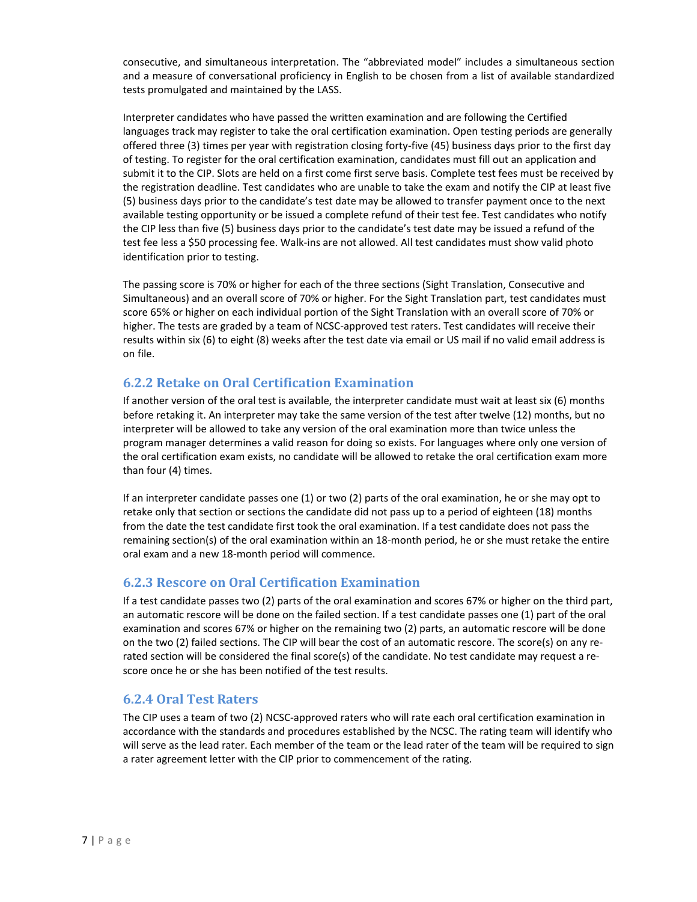consecutive, and simultaneous interpretation. The "abbreviated model" includes a simultaneous section and a measure of conversational proficiency in English to be chosen from a list of available standardized tests promulgated and maintained by the LASS.

Interpreter candidates who have passed the written examination and are following the Certified languages track may register to take the oral certification examination. Open testing periods are generally offered three (3) times per year with registration closing forty-five (45) business days prior to the first day of testing. To register for the oral certification examination, candidates must fill out an application and submit it to the CIP. Slots are held on a first come first serve basis. Complete test fees must be received by the registration deadline. Test candidates who are unable to take the exam and notify the CIP at least five (5) business days prior to the candidate's test date may be allowed to transfer payment once to the next available testing opportunity or be issued a complete refund of their test fee. Test candidates who notify the CIP less than five (5) business days prior to the candidate's test date may be issued a refund of the test fee less a $50 processing fee. Walk-ins are not allowed. All test candidates must show valid photo identification prior to testing.

The passing score is 70% or higher for each of the three sections (Sight Translation, Consecutive and Simultaneous) and an overall score of 70% or higher. For the Sight Translation part, test candidates must score 65% or higher on each individual portion of the Sight Translation with an overall score of 70% or higher. The tests are graded by a team of NCSC-approved test raters. Test candidates will receive their results within six (6) to eight (8) weeks after the test date via email or US mail if no valid email address is on file.

### 6.2.2 Retake on Oral Certification Examination

If another version of the oral test is available, the interpreter candidate must wait at least six (6) months before retaking it. An interpreter may take the same version of the test after twelve (12) months, but no interpreter will be allowed to take any version of the oral examination more than twice unless the program manager determines a valid reason for doing so exists. For languages where only one version of the oral certification exam exists, no candidate will be allowed to retake the oral certification exam more than four (4) times.

If an interpreter candidate passes one (1) or two (2) parts of the oral examination, he or she may opt to retake only that section or sections the candidate did not pass up to a period of eighteen (18) months from the date the test candidate first took the oral examination. If a test candidate does not pass the remaining section(s) of the oral examination within an 18-month period, he or she must retake the entire oral exam and a new 18-month period will commence.

### 6.2.3 Rescore on Oral Certification Examination

If a test candidate passes two (2) parts of the oral examination and scores 67% or higher on the third part, an automatic rescore will be done on the failed section. If a test candidate passes one (1) part of the oral examination and scores 67% or higher on the remaining two (2) parts, an automatic rescore will be done on the two (2) failed sections. The CIP will bear the cost of an automatic rescore. The score(s) on any re-rated section will be considered the final score(s) of the candidate. No test candidate may request a re-score once he or she has been notified of the test results.

### 6.2.4 Oral Test Raters

The CIP uses a team of two (2) NCSC-approved raters who will rate each oral certification examination in accordance with the standards and procedures established by the NCSC. The rating team will identify who will serve as the lead rater. Each member of the team or the lead rater of the team will be required to sign a rater agreement letter with the CIP prior to commencement of the rating.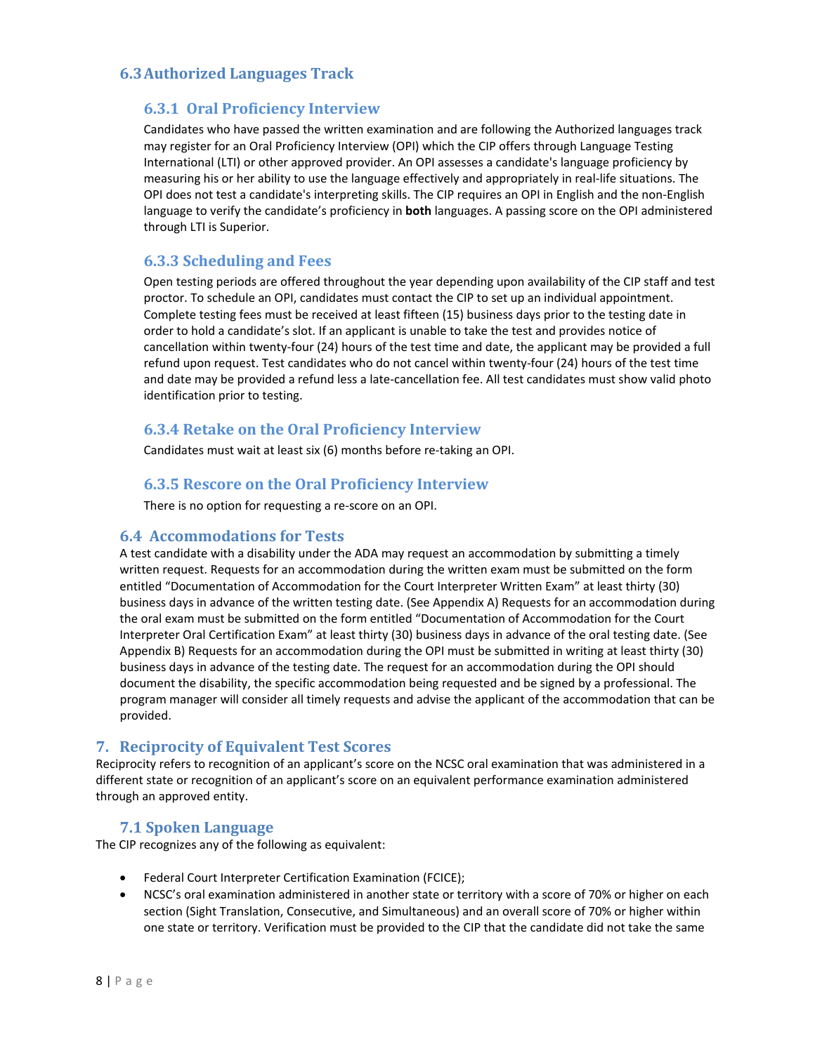## 6.3 Authorized Languages Track

### 6.3.1 Oral Proficiency Interview

Candidates who have passed the written examination and are following the Authorized languages track may register for an Oral Proficiency Interview (OPI) which the CIP offers through Language Testing International (LTI) or other approved provider. An OPI assesses a candidate's language proficiency by measuring his or her ability to use the language effectively and appropriately in real-life situations. The OPI does not test a candidate's interpreting skills. The CIP requires an OPI in English and the non-English language to verify the candidate's proficiency in **both** languages. A passing score on the OPI administered through LTI is Superior.

### 6.3.3 Scheduling and Fees

Open testing periods are offered throughout the year depending upon availability of the CIP staff and test proctor. To schedule an OPI, candidates must contact the CIP to set up an individual appointment. Complete testing fees must be received at least fifteen (15) business days prior to the testing date in order to hold a candidate's slot. If an applicant is unable to take the test and provides notice of cancellation within twenty-four (24) hours of the test time and date, the applicant may be provided a full refund upon request. Test candidates who do not cancel within twenty-four (24) hours of the test time and date may be provided a refund less a late-cancellation fee. All test candidates must show valid photo identification prior to testing.

### 6.3.4 Retake on the Oral Proficiency Interview

Candidates must wait at least six (6) months before re-taking an OPI.

### 6.3.5 Rescore on the Oral Proficiency Interview

There is no option for requesting a re-score on an OPI.

## 6.4 Accommodations for Tests

A test candidate with a disability under the ADA may request an accommodation by submitting a timely written request. Requests for an accommodation during the written exam must be submitted on the form entitled "Documentation of Accommodation for the Court Interpreter Written Exam" at least thirty (30) business days in advance of the written testing date. (See Appendix A) Requests for an accommodation during the oral exam must be submitted on the form entitled "Documentation of Accommodation for the Court Interpreter Oral Certification Exam" at least thirty (30) business days in advance of the oral testing date. (See Appendix B) Requests for an accommodation during the OPI must be submitted in writing at least thirty (30) business days in advance of the testing date. The request for an accommodation during the OPI should document the disability, the specific accommodation being requested and be signed by a professional. The program manager will consider all timely requests and advise the applicant of the accommodation that can be provided.

# 7. Reciprocity of Equivalent Test Scores

Reciprocity refers to recognition of an applicant's score on the NCSC oral examination that was administered in a different state or recognition of an applicant's score on an equivalent performance examination administered through an approved entity.

## 7.1 Spoken Language

The CIP recognizes any of the following as equivalent:

- Federal Court Interpreter Certification Examination (FCICE);
- NCSC's oral examination administered in another state or territory with a score of 70% or higher on each section (Sight Translation, Consecutive, and Simultaneous) and an overall score of 70% or higher within one state or territory. Verification must be provided to the CIP that the candidate did not take the same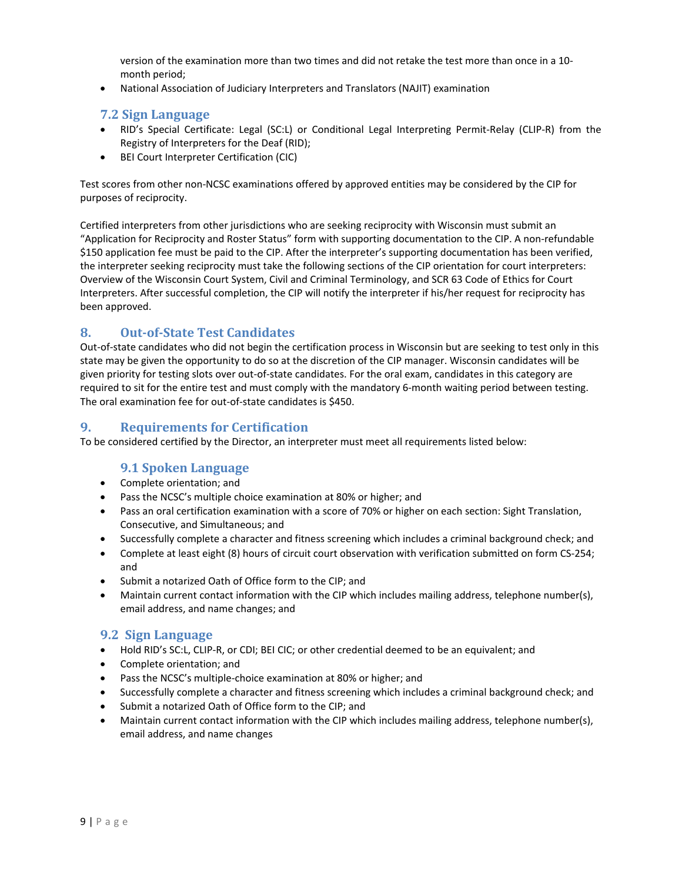version of the examination more than two times and did not retake the test more than once in a 10-month period;

- National Association of Judiciary Interpreters and Translators (NAJIT) examination

### 7.2 Sign Language

- RID's Special Certificate: Legal (SC:L) or Conditional Legal Interpreting Permit-Relay (CLIP-R) from the Registry of Interpreters for the Deaf (RID);
- BEI Court Interpreter Certification (CIC)

Test scores from other non-NCSC examinations offered by approved entities may be considered by the CIP for purposes of reciprocity.

Certified interpreters from other jurisdictions who are seeking reciprocity with Wisconsin must submit an "Application for Reciprocity and Roster Status" form with supporting documentation to the CIP. A non-refundable $150 application fee must be paid to the CIP. After the interpreter's supporting documentation has been verified, the interpreter seeking reciprocity must take the following sections of the CIP orientation for court interpreters: Overview of the Wisconsin Court System, Civil and Criminal Terminology, and SCR 63 Code of Ethics for Court Interpreters. After successful completion, the CIP will notify the interpreter if his/her request for reciprocity has been approved.

## 8. Out-of-State Test Candidates

Out-of-state candidates who did not begin the certification process in Wisconsin but are seeking to test only in this state may be given the opportunity to do so at the discretion of the CIP manager. Wisconsin candidates will be given priority for testing slots over out-of-state candidates. For the oral exam, candidates in this category are required to sit for the entire test and must comply with the mandatory 6-month waiting period between testing. The oral examination fee for out-of-state candidates is $450.

## 9. Requirements for Certification

To be considered certified by the Director, an interpreter must meet all requirements listed below:

### 9.1 Spoken Language

- Complete orientation; and
- Pass the NCSC's multiple choice examination at 80% or higher; and
- Pass an oral certification examination with a score of 70% or higher on each section: Sight Translation, Consecutive, and Simultaneous; and
- Successfully complete a character and fitness screening which includes a criminal background check; and
- Complete at least eight (8) hours of circuit court observation with verification submitted on form CS-254; and
- Submit a notarized Oath of Office form to the CIP; and
- Maintain current contact information with the CIP which includes mailing address, telephone number(s), email address, and name changes; and

### 9.2 Sign Language

- Hold RID's SC:L, CLIP-R, or CDI; BEI CIC; or other credential deemed to be an equivalent; and
- Complete orientation; and
- Pass the NCSC's multiple-choice examination at 80% or higher; and
- Successfully complete a character and fitness screening which includes a criminal background check; and
- Submit a notarized Oath of Office form to the CIP; and
- Maintain current contact information with the CIP which includes mailing address, telephone number(s), email address, and name changes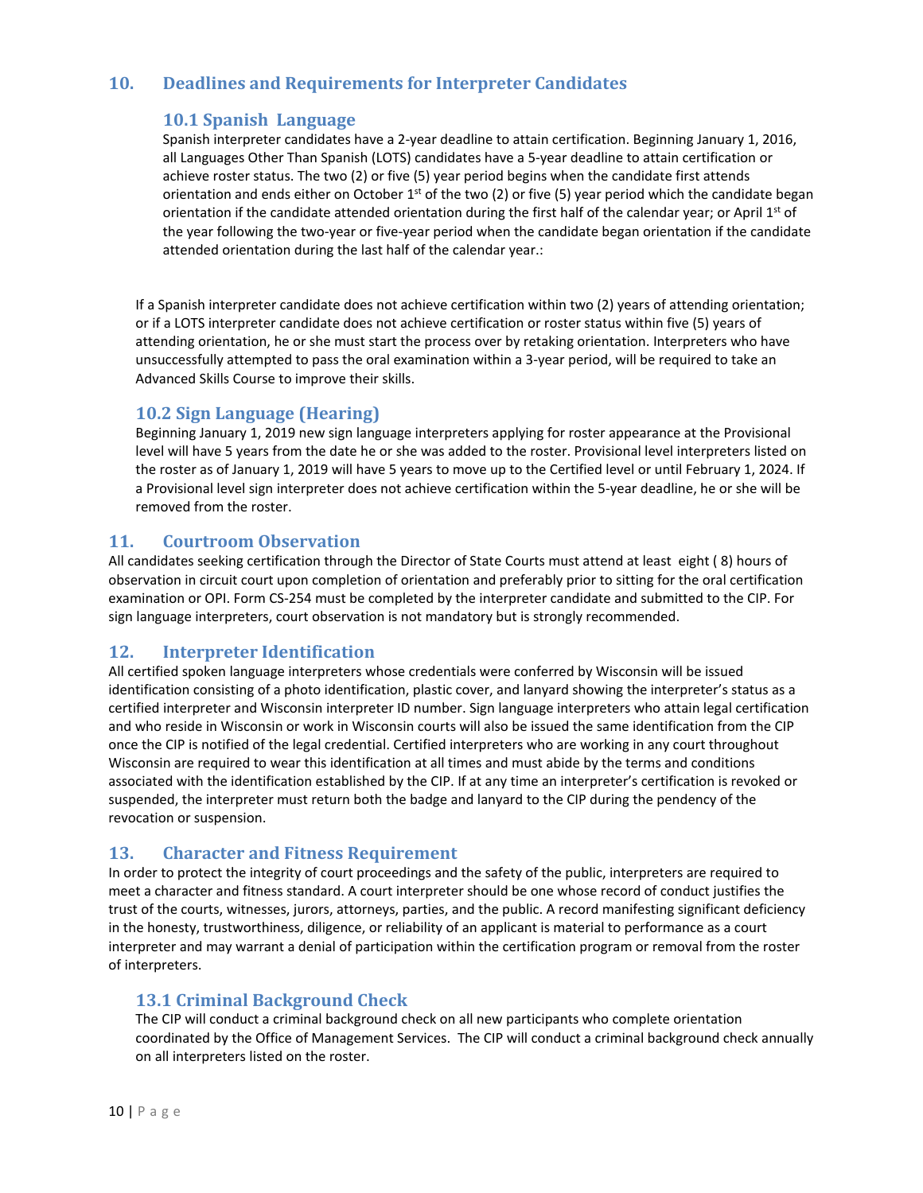## 10. Deadlines and Requirements for Interpreter Candidates

### 10.1 Spanish Language

Spanish interpreter candidates have a 2-year deadline to attain certification. Beginning January 1, 2016, all Languages Other Than Spanish (LOTS) candidates have a 5-year deadline to attain certification or achieve roster status. The two (2) or five (5) year period begins when the candidate first attends orientation and ends either on October 1st of the two (2) or five (5) year period which the candidate began orientation if the candidate attended orientation during the first half of the calendar year; or April 1st of the year following the two-year or five-year period when the candidate began orientation if the candidate attended orientation during the last half of the calendar year.:

If a Spanish interpreter candidate does not achieve certification within two (2) years of attending orientation; or if a LOTS interpreter candidate does not achieve certification or roster status within five (5) years of attending orientation, he or she must start the process over by retaking orientation. Interpreters who have unsuccessfully attempted to pass the oral examination within a 3-year period, will be required to take an Advanced Skills Course to improve their skills.

### 10.2 Sign Language (Hearing)

Beginning January 1, 2019 new sign language interpreters applying for roster appearance at the Provisional level will have 5 years from the date he or she was added to the roster. Provisional level interpreters listed on the roster as of January 1, 2019 will have 5 years to move up to the Certified level or until February 1, 2024. If a Provisional level sign interpreter does not achieve certification within the 5-year deadline, he or she will be removed from the roster.

## 11. Courtroom Observation

All candidates seeking certification through the Director of State Courts must attend at least eight ( 8) hours of observation in circuit court upon completion of orientation and preferably prior to sitting for the oral certification examination or OPI. Form CS-254 must be completed by the interpreter candidate and submitted to the CIP. For sign language interpreters, court observation is not mandatory but is strongly recommended.

## 12. Interpreter Identification

All certified spoken language interpreters whose credentials were conferred by Wisconsin will be issued identification consisting of a photo identification, plastic cover, and lanyard showing the interpreter's status as a certified interpreter and Wisconsin interpreter ID number. Sign language interpreters who attain legal certification and who reside in Wisconsin or work in Wisconsin courts will also be issued the same identification from the CIP once the CIP is notified of the legal credential. Certified interpreters who are working in any court throughout Wisconsin are required to wear this identification at all times and must abide by the terms and conditions associated with the identification established by the CIP. If at any time an interpreter's certification is revoked or suspended, the interpreter must return both the badge and lanyard to the CIP during the pendency of the revocation or suspension.

## 13. Character and Fitness Requirement

In order to protect the integrity of court proceedings and the safety of the public, interpreters are required to meet a character and fitness standard. A court interpreter should be one whose record of conduct justifies the trust of the courts, witnesses, jurors, attorneys, parties, and the public. A record manifesting significant deficiency in the honesty, trustworthiness, diligence, or reliability of an applicant is material to performance as a court interpreter and may warrant a denial of participation within the certification program or removal from the roster of interpreters.

### 13.1 Criminal Background Check

The CIP will conduct a criminal background check on all new participants who complete orientation coordinated by the Office of Management Services. The CIP will conduct a criminal background check annually on all interpreters listed on the roster.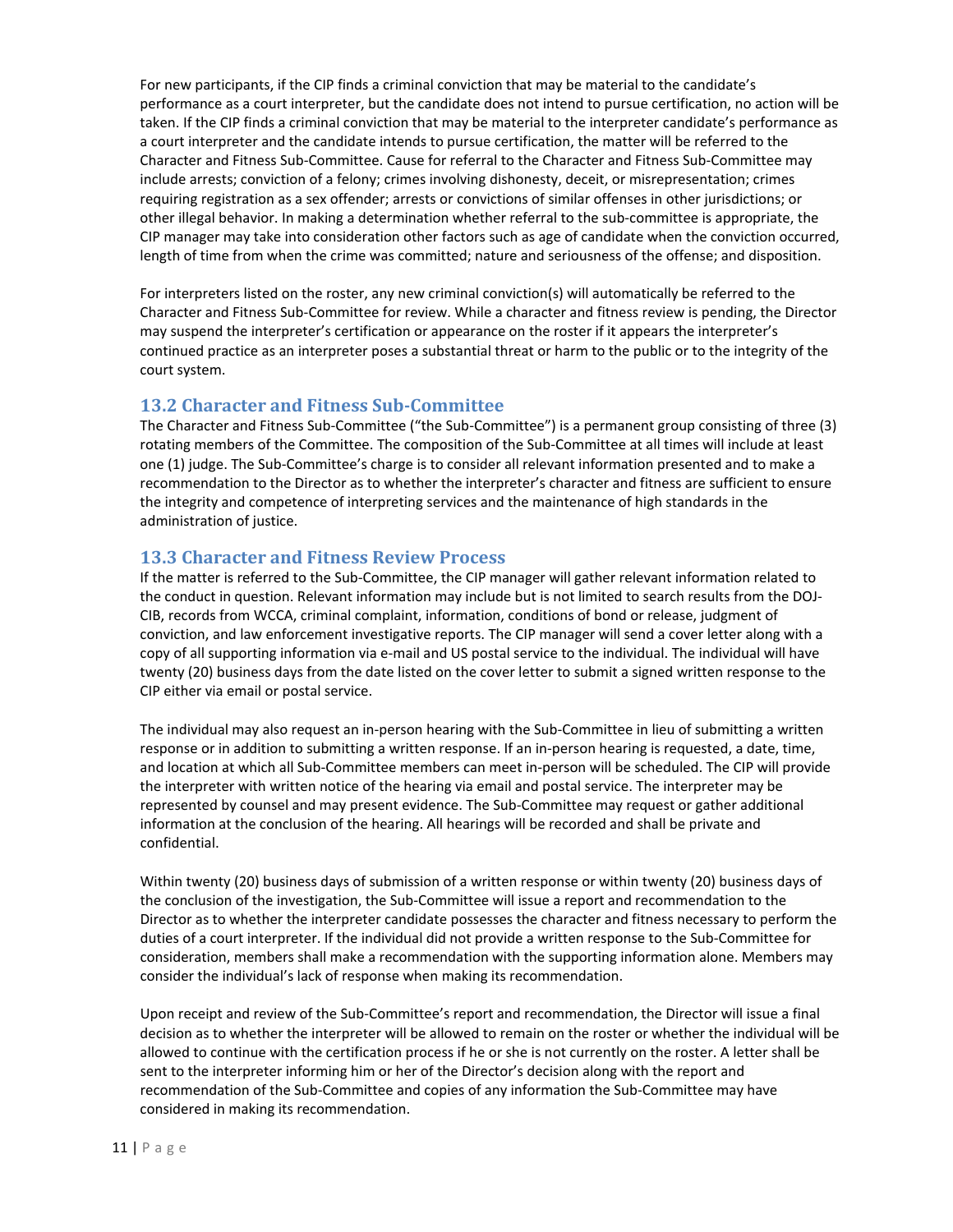For new participants, if the CIP finds a criminal conviction that may be material to the candidate's performance as a court interpreter, but the candidate does not intend to pursue certification, no action will be taken. If the CIP finds a criminal conviction that may be material to the interpreter candidate's performance as a court interpreter and the candidate intends to pursue certification, the matter will be referred to the Character and Fitness Sub-Committee. Cause for referral to the Character and Fitness Sub-Committee may include arrests; conviction of a felony; crimes involving dishonesty, deceit, or misrepresentation; crimes requiring registration as a sex offender; arrests or convictions of similar offenses in other jurisdictions; or other illegal behavior. In making a determination whether referral to the sub-committee is appropriate, the CIP manager may take into consideration other factors such as age of candidate when the conviction occurred, length of time from when the crime was committed; nature and seriousness of the offense; and disposition.

For interpreters listed on the roster, any new criminal conviction(s) will automatically be referred to the Character and Fitness Sub-Committee for review. While a character and fitness review is pending, the Director may suspend the interpreter's certification or appearance on the roster if it appears the interpreter's continued practice as an interpreter poses a substantial threat or harm to the public or to the integrity of the court system.

## 13.2 Character and Fitness Sub-Committee

The Character and Fitness Sub-Committee ("the Sub-Committee") is a permanent group consisting of three (3) rotating members of the Committee. The composition of the Sub-Committee at all times will include at least one (1) judge. The Sub-Committee's charge is to consider all relevant information presented and to make a recommendation to the Director as to whether the interpreter's character and fitness are sufficient to ensure the integrity and competence of interpreting services and the maintenance of high standards in the administration of justice.

## 13.3 Character and Fitness Review Process

If the matter is referred to the Sub-Committee, the CIP manager will gather relevant information related to the conduct in question. Relevant information may include but is not limited to search results from the DOJ-CIB, records from WCCA, criminal complaint, information, conditions of bond or release, judgment of conviction, and law enforcement investigative reports. The CIP manager will send a cover letter along with a copy of all supporting information via e-mail and US postal service to the individual. The individual will have twenty (20) business days from the date listed on the cover letter to submit a signed written response to the CIP either via email or postal service.

The individual may also request an in-person hearing with the Sub-Committee in lieu of submitting a written response or in addition to submitting a written response. If an in-person hearing is requested, a date, time, and location at which all Sub-Committee members can meet in-person will be scheduled. The CIP will provide the interpreter with written notice of the hearing via email and postal service. The interpreter may be represented by counsel and may present evidence. The Sub-Committee may request or gather additional information at the conclusion of the hearing. All hearings will be recorded and shall be private and confidential.

Within twenty (20) business days of submission of a written response or within twenty (20) business days of the conclusion of the investigation, the Sub-Committee will issue a report and recommendation to the Director as to whether the interpreter candidate possesses the character and fitness necessary to perform the duties of a court interpreter. If the individual did not provide a written response to the Sub-Committee for consideration, members shall make a recommendation with the supporting information alone. Members may consider the individual's lack of response when making its recommendation.

Upon receipt and review of the Sub-Committee's report and recommendation, the Director will issue a final decision as to whether the interpreter will be allowed to remain on the roster or whether the individual will be allowed to continue with the certification process if he or she is not currently on the roster. A letter shall be sent to the interpreter informing him or her of the Director's decision along with the report and recommendation of the Sub-Committee and copies of any information the Sub-Committee may have considered in making its recommendation.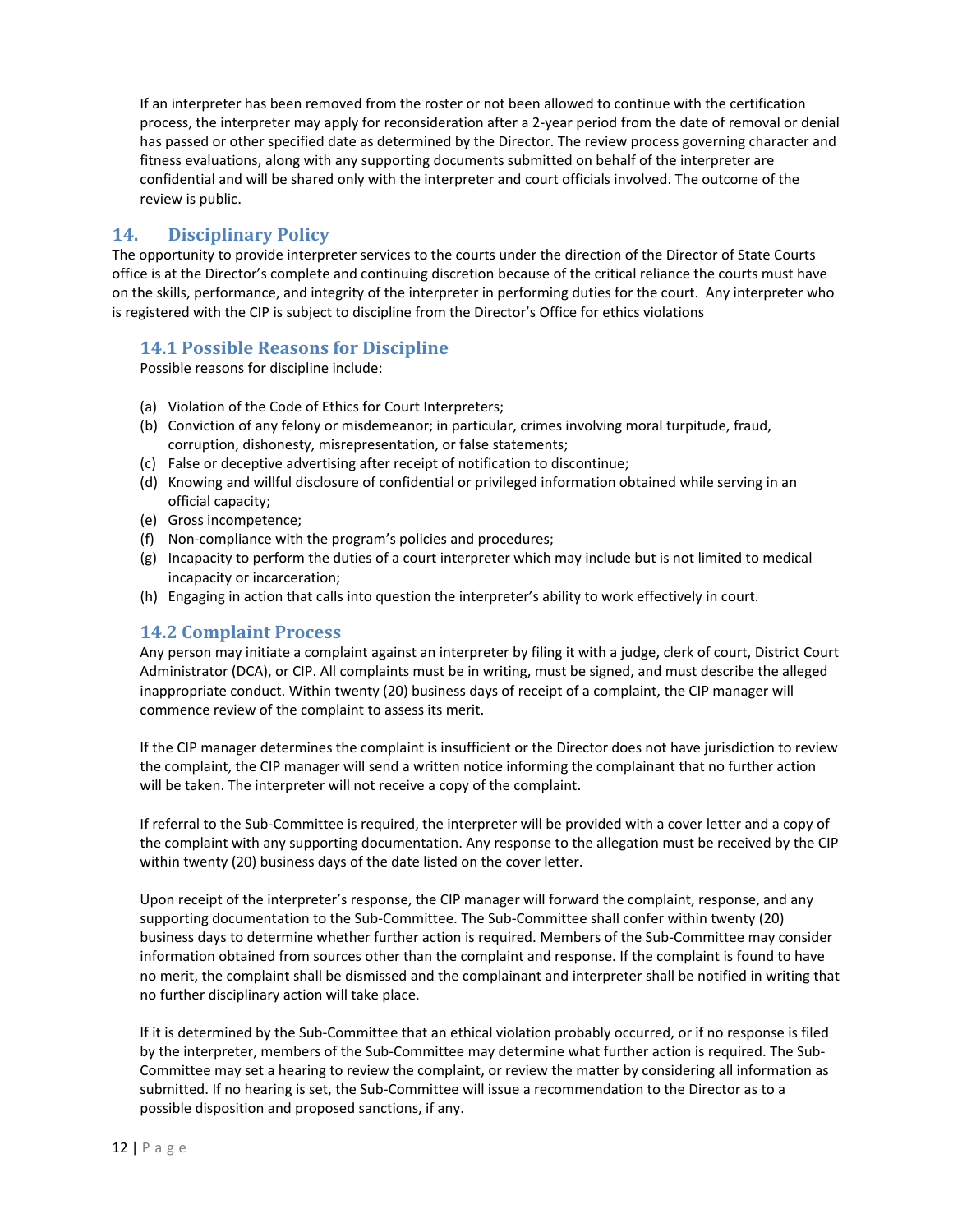If an interpreter has been removed from the roster or not been allowed to continue with the certification process, the interpreter may apply for reconsideration after a 2-year period from the date of removal or denial has passed or other specified date as determined by the Director. The review process governing character and fitness evaluations, along with any supporting documents submitted on behalf of the interpreter are confidential and will be shared only with the interpreter and court officials involved. The outcome of the review is public.

## 14. Disciplinary Policy

The opportunity to provide interpreter services to the courts under the direction of the Director of State Courts office is at the Director's complete and continuing discretion because of the critical reliance the courts must have on the skills, performance, and integrity of the interpreter in performing duties for the court. Any interpreter who is registered with the CIP is subject to discipline from the Director's Office for ethics violations

### 14.1 Possible Reasons for Discipline

Possible reasons for discipline include:

(a) Violation of the Code of Ethics for Court Interpreters;
(b) Conviction of any felony or misdemeanor; in particular, crimes involving moral turpitude, fraud, corruption, dishonesty, misrepresentation, or false statements;
(c) False or deceptive advertising after receipt of notification to discontinue;
(d) Knowing and willful disclosure of confidential or privileged information obtained while serving in an official capacity;
(e) Gross incompetence;
(f) Non-compliance with the program's policies and procedures;
(g) Incapacity to perform the duties of a court interpreter which may include but is not limited to medical incapacity or incarceration;
(h) Engaging in action that calls into question the interpreter's ability to work effectively in court.

### 14.2 Complaint Process

Any person may initiate a complaint against an interpreter by filing it with a judge, clerk of court, District Court Administrator (DCA), or CIP. All complaints must be in writing, must be signed, and must describe the alleged inappropriate conduct. Within twenty (20) business days of receipt of a complaint, the CIP manager will commence review of the complaint to assess its merit.

If the CIP manager determines the complaint is insufficient or the Director does not have jurisdiction to review the complaint, the CIP manager will send a written notice informing the complainant that no further action will be taken. The interpreter will not receive a copy of the complaint.

If referral to the Sub-Committee is required, the interpreter will be provided with a cover letter and a copy of the complaint with any supporting documentation. Any response to the allegation must be received by the CIP within twenty (20) business days of the date listed on the cover letter.

Upon receipt of the interpreter's response, the CIP manager will forward the complaint, response, and any supporting documentation to the Sub-Committee. The Sub-Committee shall confer within twenty (20) business days to determine whether further action is required. Members of the Sub-Committee may consider information obtained from sources other than the complaint and response. If the complaint is found to have no merit, the complaint shall be dismissed and the complainant and interpreter shall be notified in writing that no further disciplinary action will take place.

If it is determined by the Sub-Committee that an ethical violation probably occurred, or if no response is filed by the interpreter, members of the Sub-Committee may determine what further action is required. The Sub-Committee may set a hearing to review the complaint, or review the matter by considering all information as submitted. If no hearing is set, the Sub-Committee will issue a recommendation to the Director as to a possible disposition and proposed sanctions, if any.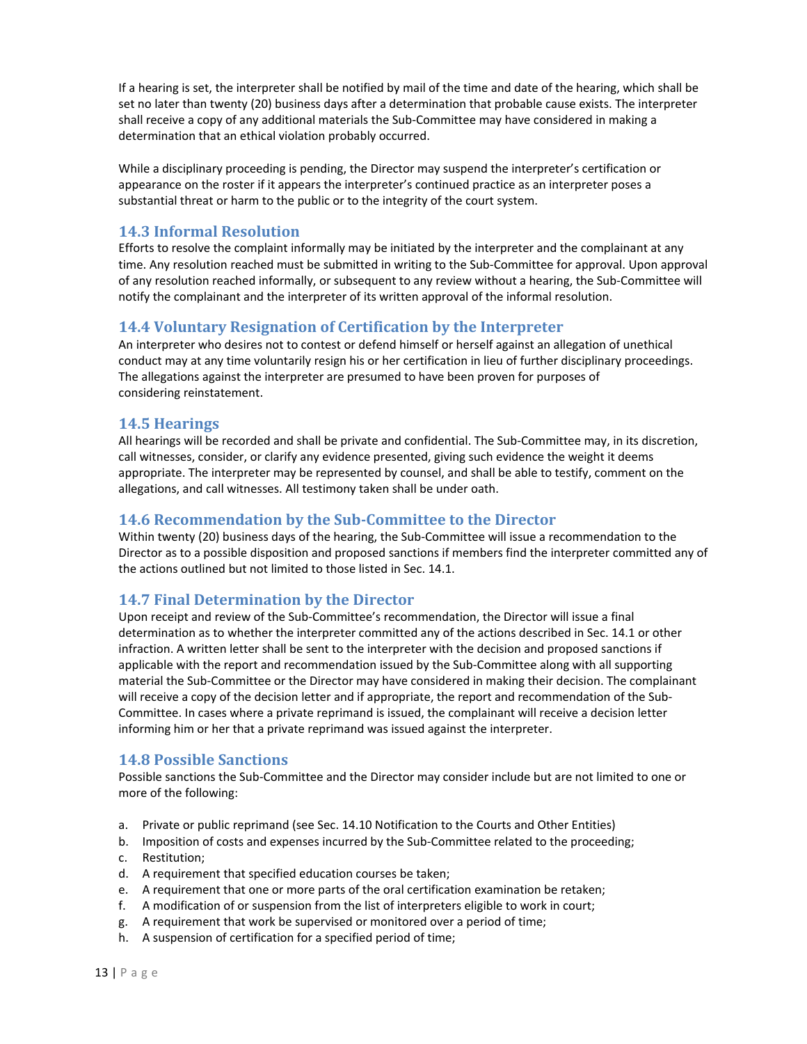If a hearing is set, the interpreter shall be notified by mail of the time and date of the hearing, which shall be set no later than twenty (20) business days after a determination that probable cause exists. The interpreter shall receive a copy of any additional materials the Sub-Committee may have considered in making a determination that an ethical violation probably occurred.

While a disciplinary proceeding is pending, the Director may suspend the interpreter's certification or appearance on the roster if it appears the interpreter's continued practice as an interpreter poses a substantial threat or harm to the public or to the integrity of the court system.

### 14.3 Informal Resolution

Efforts to resolve the complaint informally may be initiated by the interpreter and the complainant at any time. Any resolution reached must be submitted in writing to the Sub-Committee for approval. Upon approval of any resolution reached informally, or subsequent to any review without a hearing, the Sub-Committee will notify the complainant and the interpreter of its written approval of the informal resolution.

### 14.4 Voluntary Resignation of Certification by the Interpreter

An interpreter who desires not to contest or defend himself or herself against an allegation of unethical conduct may at any time voluntarily resign his or her certification in lieu of further disciplinary proceedings. The allegations against the interpreter are presumed to have been proven for purposes of considering reinstatement.

### 14.5 Hearings

All hearings will be recorded and shall be private and confidential. The Sub-Committee may, in its discretion, call witnesses, consider, or clarify any evidence presented, giving such evidence the weight it deems appropriate. The interpreter may be represented by counsel, and shall be able to testify, comment on the allegations, and call witnesses. All testimony taken shall be under oath.

### 14.6 Recommendation by the Sub-Committee to the Director

Within twenty (20) business days of the hearing, the Sub-Committee will issue a recommendation to the Director as to a possible disposition and proposed sanctions if members find the interpreter committed any of the actions outlined but not limited to those listed in Sec. 14.1.

### 14.7 Final Determination by the Director

Upon receipt and review of the Sub-Committee's recommendation, the Director will issue a final determination as to whether the interpreter committed any of the actions described in Sec. 14.1 or other infraction. A written letter shall be sent to the interpreter with the decision and proposed sanctions if applicable with the report and recommendation issued by the Sub-Committee along with all supporting material the Sub-Committee or the Director may have considered in making their decision. The complainant will receive a copy of the decision letter and if appropriate, the report and recommendation of the Sub-Committee. In cases where a private reprimand is issued, the complainant will receive a decision letter informing him or her that a private reprimand was issued against the interpreter.

### 14.8 Possible Sanctions

Possible sanctions the Sub-Committee and the Director may consider include but are not limited to one or more of the following:

a. Private or public reprimand (see Sec. 14.10 Notification to the Courts and Other Entities)
b. Imposition of costs and expenses incurred by the Sub-Committee related to the proceeding;
c. Restitution;
d. A requirement that specified education courses be taken;
e. A requirement that one or more parts of the oral certification examination be retaken;
f. A modification of or suspension from the list of interpreters eligible to work in court;
g. A requirement that work be supervised or monitored over a period of time;
h. A suspension of certification for a specified period of time;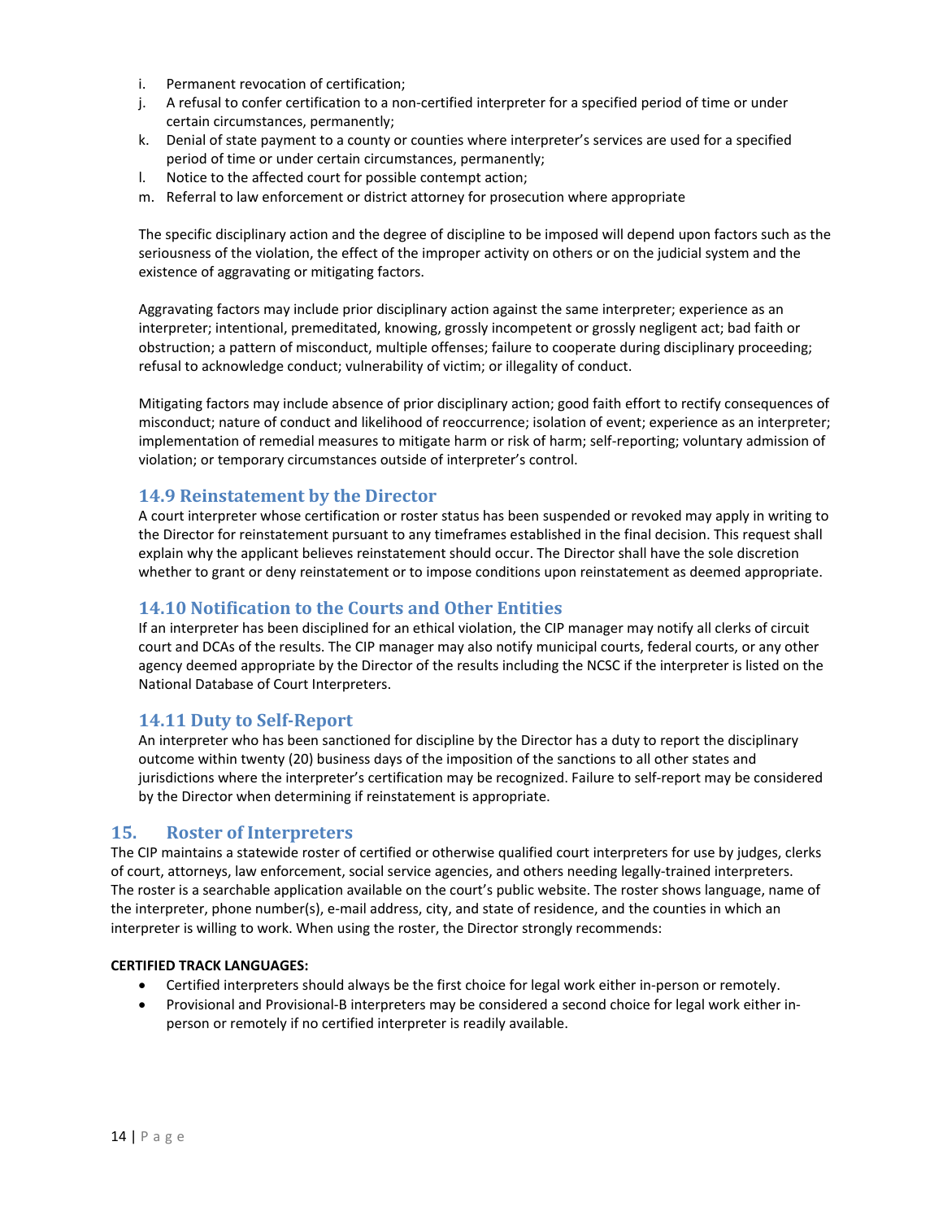i. Permanent revocation of certification;
j. A refusal to confer certification to a non-certified interpreter for a specified period of time or under certain circumstances, permanently;
k. Denial of state payment to a county or counties where interpreter's services are used for a specified period of time or under certain circumstances, permanently;
l. Notice to the affected court for possible contempt action;
m. Referral to law enforcement or district attorney for prosecution where appropriate

The specific disciplinary action and the degree of discipline to be imposed will depend upon factors such as the seriousness of the violation, the effect of the improper activity on others or on the judicial system and the existence of aggravating or mitigating factors.

Aggravating factors may include prior disciplinary action against the same interpreter; experience as an interpreter; intentional, premeditated, knowing, grossly incompetent or grossly negligent act; bad faith or obstruction; a pattern of misconduct, multiple offenses; failure to cooperate during disciplinary proceeding; refusal to acknowledge conduct; vulnerability of victim; or illegality of conduct.

Mitigating factors may include absence of prior disciplinary action; good faith effort to rectify consequences of misconduct; nature of conduct and likelihood of reoccurrence; isolation of event; experience as an interpreter; implementation of remedial measures to mitigate harm or risk of harm; self-reporting; voluntary admission of violation; or temporary circumstances outside of interpreter's control.

### 14.9 Reinstatement by the Director

A court interpreter whose certification or roster status has been suspended or revoked may apply in writing to the Director for reinstatement pursuant to any timeframes established in the final decision. This request shall explain why the applicant believes reinstatement should occur. The Director shall have the sole discretion whether to grant or deny reinstatement or to impose conditions upon reinstatement as deemed appropriate.

### 14.10 Notification to the Courts and Other Entities

If an interpreter has been disciplined for an ethical violation, the CIP manager may notify all clerks of circuit court and DCAs of the results. The CIP manager may also notify municipal courts, federal courts, or any other agency deemed appropriate by the Director of the results including the NCSC if the interpreter is listed on the National Database of Court Interpreters.

### 14.11 Duty to Self-Report

An interpreter who has been sanctioned for discipline by the Director has a duty to report the disciplinary outcome within twenty (20) business days of the imposition of the sanctions to all other states and jurisdictions where the interpreter's certification may be recognized. Failure to self-report may be considered by the Director when determining if reinstatement is appropriate.

## 15. Roster of Interpreters

The CIP maintains a statewide roster of certified or otherwise qualified court interpreters for use by judges, clerks of court, attorneys, law enforcement, social service agencies, and others needing legally-trained interpreters. The roster is a searchable application available on the court's public website. The roster shows language, name of the interpreter, phone number(s), e-mail address, city, and state of residence, and the counties in which an interpreter is willing to work. When using the roster, the Director strongly recommends:

**CERTIFIED TRACK LANGUAGES:**

- Certified interpreters should always be the first choice for legal work either in-person or remotely.
- Provisional and Provisional-B interpreters may be considered a second choice for legal work either in-person or remotely if no certified interpreter is readily available.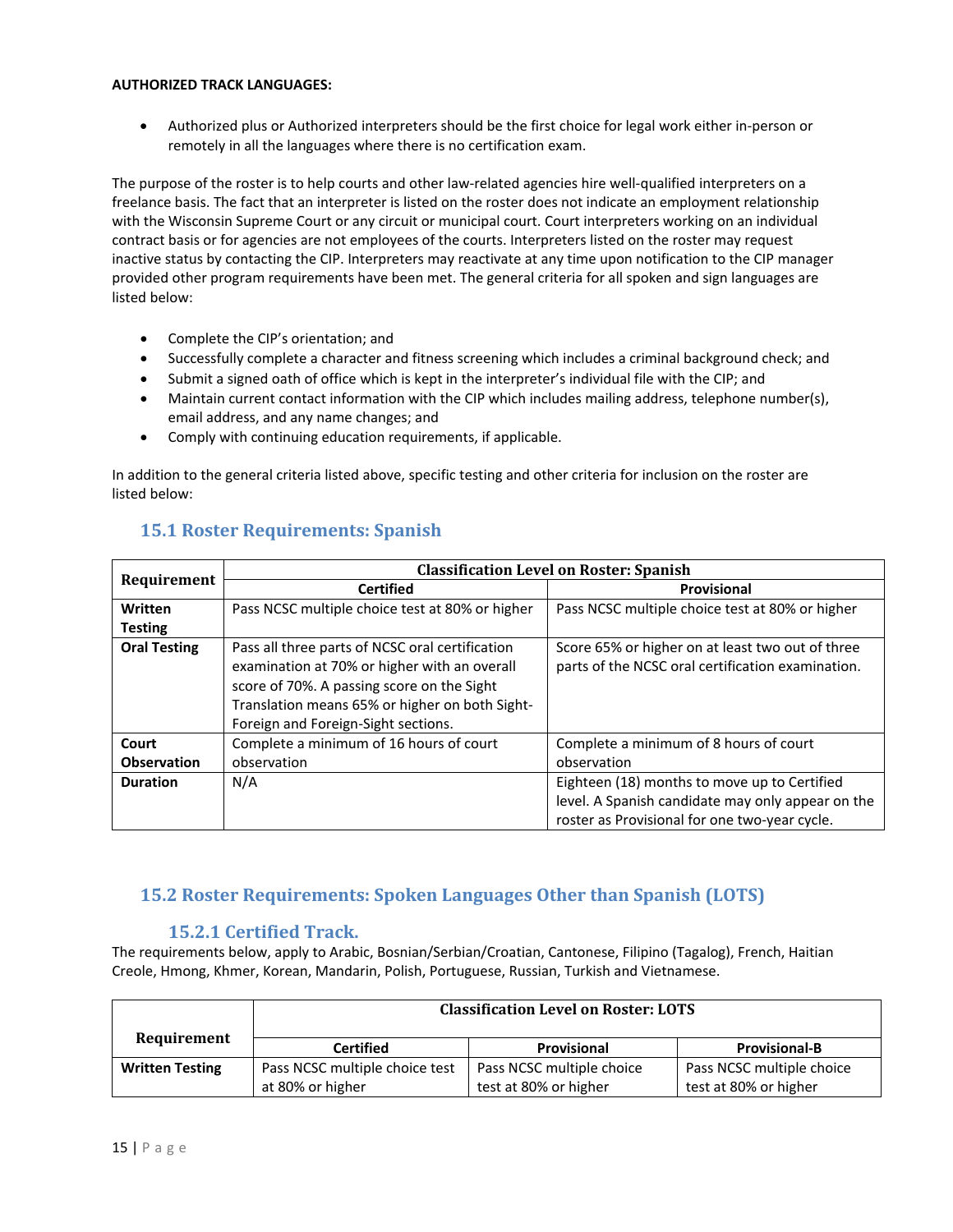**AUTHORIZED TRACK LANGUAGES:**

- Authorized plus or Authorized interpreters should be the first choice for legal work either in-person or remotely in all the languages where there is no certification exam.

The purpose of the roster is to help courts and other law-related agencies hire well-qualified interpreters on a freelance basis. The fact that an interpreter is listed on the roster does not indicate an employment relationship with the Wisconsin Supreme Court or any circuit or municipal court. Court interpreters working on an individual contract basis or for agencies are not employees of the courts. Interpreters listed on the roster may request inactive status by contacting the CIP. Interpreters may reactivate at any time upon notification to the CIP manager provided other program requirements have been met. The general criteria for all spoken and sign languages are listed below:

- Complete the CIP's orientation; and
- Successfully complete a character and fitness screening which includes a criminal background check; and
- Submit a signed oath of office which is kept in the interpreter's individual file with the CIP; and
- Maintain current contact information with the CIP which includes mailing address, telephone number(s), email address, and any name changes; and
- Comply with continuing education requirements, if applicable.

In addition to the general criteria listed above, specific testing and other criteria for inclusion on the roster are listed below:

## 15.1 Roster Requirements: Spanish

| Requirement | Classification Level on Roster: Spanish | |
|---|---|---|
| | **Certified** | **Provisional** |
| **Written Testing** | Pass NCSC multiple choice test at 80% or higher | Pass NCSC multiple choice test at 80% or higher |
| **Oral Testing** | Pass all three parts of NCSC oral certification examination at 70% or higher with an overall score of 70%. A passing score on the Sight Translation means 65% or higher on both Sight-Foreign and Foreign-Sight sections. | Score 65% or higher on at least two out of three parts of the NCSC oral certification examination. |
| **Court Observation** | Complete a minimum of 16 hours of court observation | Complete a minimum of 8 hours of court observation |
| **Duration** | N/A | Eighteen (18) months to move up to Certified level. A Spanish candidate may only appear on the roster as Provisional for one two-year cycle. |

## 15.2 Roster Requirements: Spoken Languages Other than Spanish (LOTS)

### 15.2.1 Certified Track.

The requirements below, apply to Arabic, Bosnian/Serbian/Croatian, Cantonese, Filipino (Tagalog), French, Haitian Creole, Hmong, Khmer, Korean, Mandarin, Polish, Portuguese, Russian, Turkish and Vietnamese.

| Requirement | Classification Level on Roster: LOTS | | |
|---|---|---|---|
| | **Certified** | **Provisional** | **Provisional-B** |
| **Written Testing** | Pass NCSC multiple choice test at 80% or higher | Pass NCSC multiple choice test at 80% or higher | Pass NCSC multiple choice test at 80% or higher |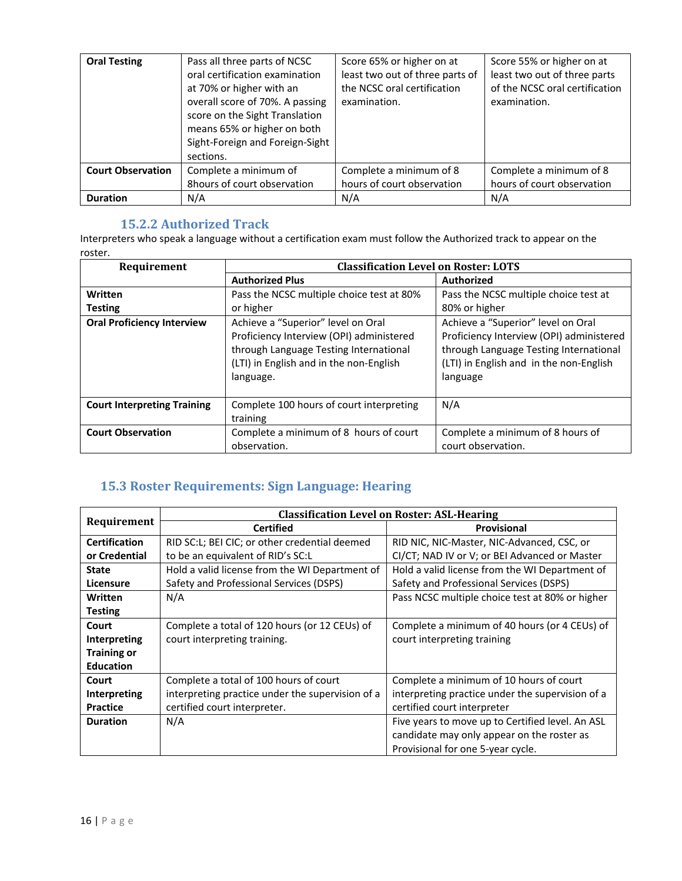| Oral Testing | Pass all three parts of NCSC oral certification examination at 70% or higher with an overall score of 70%. A passing score on the Sight Translation means 65% or higher on both Sight-Foreign and Foreign-Sight sections. | Score 65% or higher on at least two out of three parts of the NCSC oral certification examination. | Score 55% or higher on at least two out of three parts of the NCSC oral certification examination. |
|---|---|---|---|
| **Court Observation** | Complete a minimum of 8hours of court observation | Complete a minimum of 8 hours of court observation | Complete a minimum of 8 hours of court observation |
| **Duration** | N/A | N/A | N/A |

### 15.2.2 Authorized Track

Interpreters who speak a language without a certification exam must follow the Authorized track to appear on the roster.

| Requirement | Classification Level on Roster: LOTS | |
|---|---|---|
| | **Authorized Plus** | **Authorized** |
| **Written Testing** | Pass the NCSC multiple choice test at 80% or higher | Pass the NCSC multiple choice test at 80% or higher |
| **Oral Proficiency Interview** | Achieve a "Superior" level on Oral Proficiency Interview (OPI) administered through Language Testing International (LTI) in English and in the non-English language. | Achieve a "Superior" level on Oral Proficiency Interview (OPI) administered through Language Testing International (LTI) in English and in the non-English language |
| **Court Interpreting Training** | Complete 100 hours of court interpreting training | N/A |
| **Court Observation** | Complete a minimum of 8 hours of court observation. | Complete a minimum of 8 hours of court observation. |

## 15.3 Roster Requirements: Sign Language: Hearing

| Requirement | Classification Level on Roster: ASL-Hearing | |
|---|---|---|
| | **Certified** | **Provisional** |
| **Certification or Credential** | RID SC:L; BEI CIC; or other credential deemed to be an equivalent of RID's SC:L | RID NIC, NIC-Master, NIC-Advanced, CSC, or CI/CT; NAD IV or V; or BEI Advanced or Master |
| **State Licensure** | Hold a valid license from the WI Department of Safety and Professional Services (DSPS) | Hold a valid license from the WI Department of Safety and Professional Services (DSPS) |
| **Written Testing** | N/A | Pass NCSC multiple choice test at 80% or higher |
| **Court Interpreting Training or Education** | Complete a total of 120 hours (or 12 CEUs) of court interpreting training. | Complete a minimum of 40 hours (or 4 CEUs) of court interpreting training |
| **Court Interpreting Practice** | Complete a total of 100 hours of court interpreting practice under the supervision of a certified court interpreter. | Complete a minimum of 10 hours of court interpreting practice under the supervision of a certified court interpreter |
| **Duration** | N/A | Five years to move up to Certified level. An ASL candidate may only appear on the roster as Provisional for one 5-year cycle. |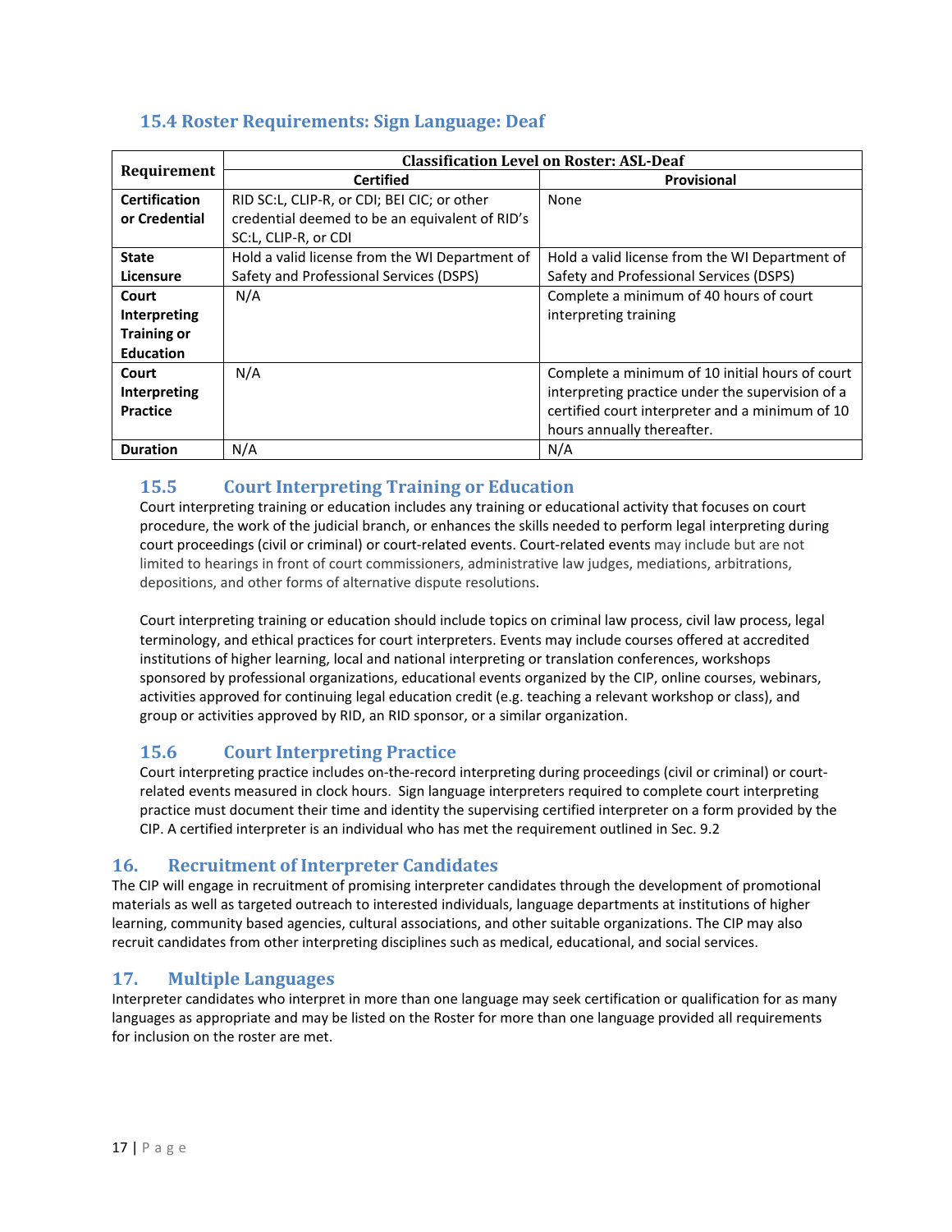### 15.4 Roster Requirements: Sign Language: Deaf

| Requirement | Classification Level on Roster: ASL-Deaf | |
|---|---|---|
| | **Certified** | **Provisional** |
| **Certification or Credential** | RID SC:L, CLIP-R, or CDI; BEI CIC; or other credential deemed to be an equivalent of RID's SC:L, CLIP-R, or CDI | None |
| **State Licensure** | Hold a valid license from the WI Department of Safety and Professional Services (DSPS) | Hold a valid license from the WI Department of Safety and Professional Services (DSPS) |
| **Court Interpreting Training or Education** | N/A | Complete a minimum of 40 hours of court interpreting training |
| **Court Interpreting Practice** | N/A | Complete a minimum of 10 initial hours of court interpreting practice under the supervision of a certified court interpreter and a minimum of 10 hours annually thereafter. |
| **Duration** | N/A | N/A |

### 15.5 Court Interpreting Training or Education

Court interpreting training or education includes any training or educational activity that focuses on court procedure, the work of the judicial branch, or enhances the skills needed to perform legal interpreting during court proceedings (civil or criminal) or court-related events. Court-related events may include but are not limited to hearings in front of court commissioners, administrative law judges, mediations, arbitrations, depositions, and other forms of alternative dispute resolutions.

Court interpreting training or education should include topics on criminal law process, civil law process, legal terminology, and ethical practices for court interpreters. Events may include courses offered at accredited institutions of higher learning, local and national interpreting or translation conferences, workshops sponsored by professional organizations, educational events organized by the CIP, online courses, webinars, activities approved for continuing legal education credit (e.g. teaching a relevant workshop or class), and group or activities approved by RID, an RID sponsor, or a similar organization.

### 15.6 Court Interpreting Practice

Court interpreting practice includes on-the-record interpreting during proceedings (civil or criminal) or court-related events measured in clock hours. Sign language interpreters required to complete court interpreting practice must document their time and identity the supervising certified interpreter on a form provided by the CIP. A certified interpreter is an individual who has met the requirement outlined in Sec. 9.2

## 16. Recruitment of Interpreter Candidates

The CIP will engage in recruitment of promising interpreter candidates through the development of promotional materials as well as targeted outreach to interested individuals, language departments at institutions of higher learning, community based agencies, cultural associations, and other suitable organizations. The CIP may also recruit candidates from other interpreting disciplines such as medical, educational, and social services.

## 17. Multiple Languages

Interpreter candidates who interpret in more than one language may seek certification or qualification for as many languages as appropriate and may be listed on the Roster for more than one language provided all requirements for inclusion on the roster are met.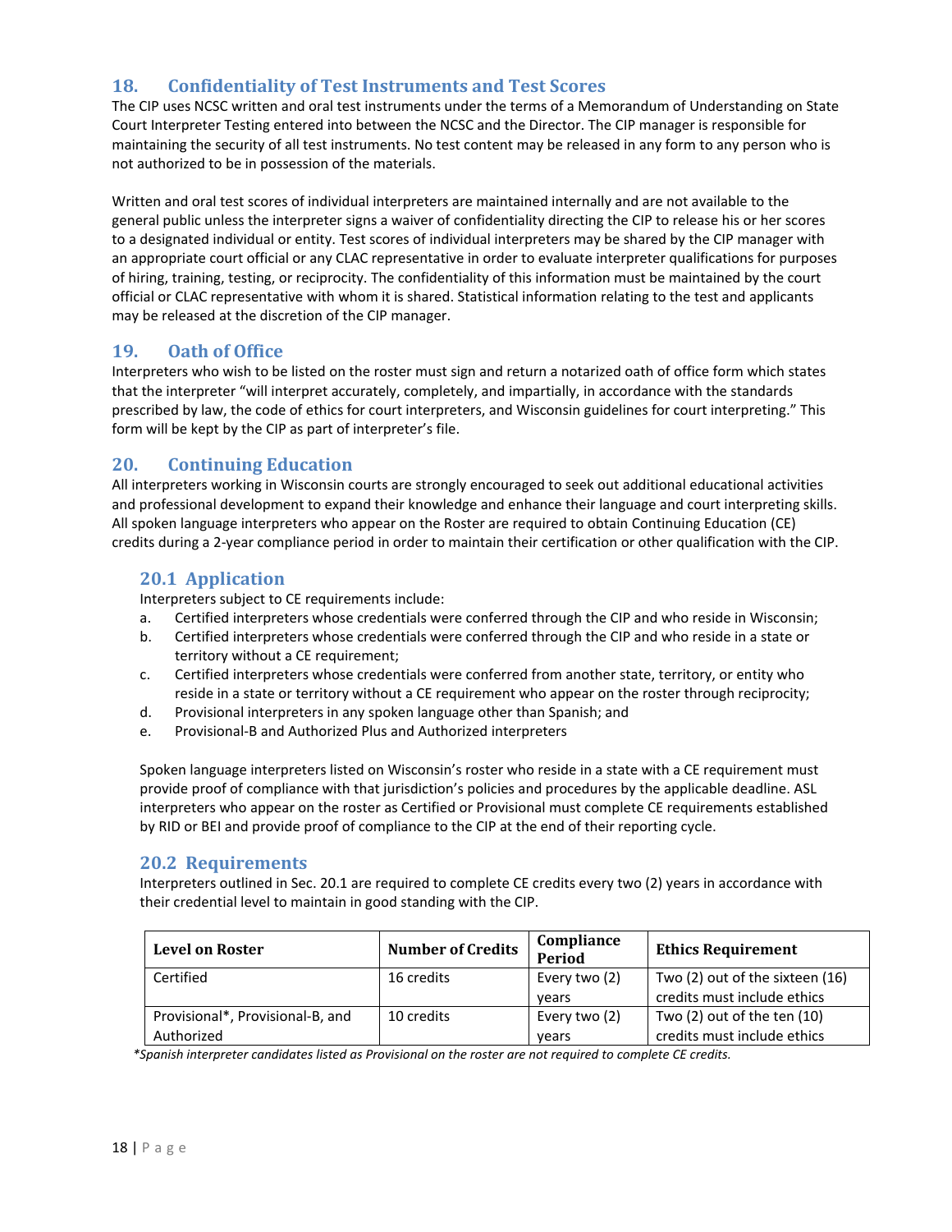## 18. Confidentiality of Test Instruments and Test Scores

The CIP uses NCSC written and oral test instruments under the terms of a Memorandum of Understanding on State Court Interpreter Testing entered into between the NCSC and the Director. The CIP manager is responsible for maintaining the security of all test instruments. No test content may be released in any form to any person who is not authorized to be in possession of the materials.

Written and oral test scores of individual interpreters are maintained internally and are not available to the general public unless the interpreter signs a waiver of confidentiality directing the CIP to release his or her scores to a designated individual or entity. Test scores of individual interpreters may be shared by the CIP manager with an appropriate court official or any CLAC representative in order to evaluate interpreter qualifications for purposes of hiring, training, testing, or reciprocity. The confidentiality of this information must be maintained by the court official or CLAC representative with whom it is shared. Statistical information relating to the test and applicants may be released at the discretion of the CIP manager.

## 19. Oath of Office

Interpreters who wish to be listed on the roster must sign and return a notarized oath of office form which states that the interpreter "will interpret accurately, completely, and impartially, in accordance with the standards prescribed by law, the code of ethics for court interpreters, and Wisconsin guidelines for court interpreting." This form will be kept by the CIP as part of interpreter's file.

## 20. Continuing Education

All interpreters working in Wisconsin courts are strongly encouraged to seek out additional educational activities and professional development to expand their knowledge and enhance their language and court interpreting skills. All spoken language interpreters who appear on the Roster are required to obtain Continuing Education (CE) credits during a 2-year compliance period in order to maintain their certification or other qualification with the CIP.

### 20.1 Application

Interpreters subject to CE requirements include:

a. Certified interpreters whose credentials were conferred through the CIP and who reside in Wisconsin;
b. Certified interpreters whose credentials were conferred through the CIP and who reside in a state or territory without a CE requirement;
c. Certified interpreters whose credentials were conferred from another state, territory, or entity who reside in a state or territory without a CE requirement who appear on the roster through reciprocity;
d. Provisional interpreters in any spoken language other than Spanish; and
e. Provisional-B and Authorized Plus and Authorized interpreters

Spoken language interpreters listed on Wisconsin's roster who reside in a state with a CE requirement must provide proof of compliance with that jurisdiction's policies and procedures by the applicable deadline. ASL interpreters who appear on the roster as Certified or Provisional must complete CE requirements established by RID or BEI and provide proof of compliance to the CIP at the end of their reporting cycle.

### 20.2 Requirements

Interpreters outlined in Sec. 20.1 are required to complete CE credits every two (2) years in accordance with their credential level to maintain in good standing with the CIP.

| Level on Roster | Number of Credits | Compliance Period | Ethics Requirement |
|---|---|---|---|
| Certified | 16 credits | Every two (2) years | Two (2) out of the sixteen (16) credits must include ethics |
| Provisional*, Provisional-B, and Authorized | 10 credits | Every two (2) years | Two (2) out of the ten (10) credits must include ethics |

*\*Spanish interpreter candidates listed as Provisional on the roster are not required to complete CE credits.*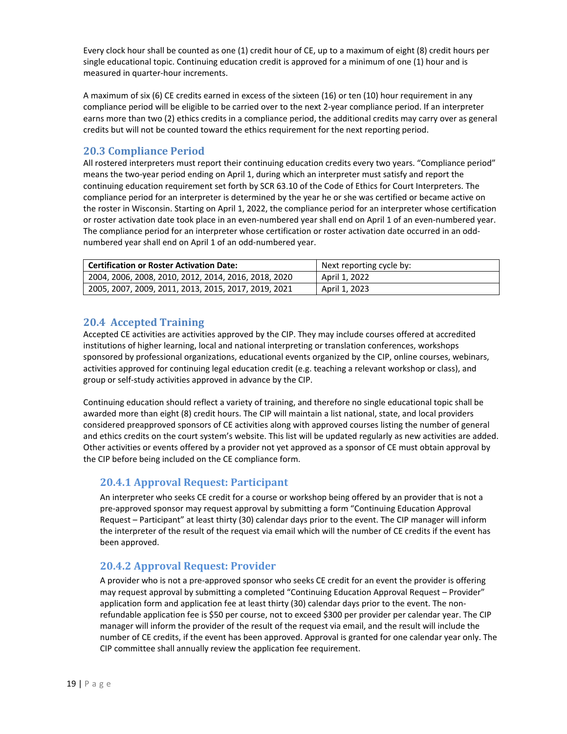Every clock hour shall be counted as one (1) credit hour of CE, up to a maximum of eight (8) credit hours per single educational topic. Continuing education credit is approved for a minimum of one (1) hour and is measured in quarter-hour increments.

A maximum of six (6) CE credits earned in excess of the sixteen (16) or ten (10) hour requirement in any compliance period will be eligible to be carried over to the next 2-year compliance period. If an interpreter earns more than two (2) ethics credits in a compliance period, the additional credits may carry over as general credits but will not be counted toward the ethics requirement for the next reporting period.

## 20.3 Compliance Period

All rostered interpreters must report their continuing education credits every two years. "Compliance period" means the two-year period ending on April 1, during which an interpreter must satisfy and report the continuing education requirement set forth by SCR 63.10 of the Code of Ethics for Court Interpreters. The compliance period for an interpreter is determined by the year he or she was certified or became active on the roster in Wisconsin. Starting on April 1, 2022, the compliance period for an interpreter whose certification or roster activation date took place in an even-numbered year shall end on April 1 of an even-numbered year. The compliance period for an interpreter whose certification or roster activation date occurred in an odd-numbered year shall end on April 1 of an odd-numbered year.

| **Certification or Roster Activation Date:** | Next reporting cycle by: |
|---|---|
| 2004, 2006, 2008, 2010, 2012, 2014, 2016, 2018, 2020 | April 1, 2022 |
| 2005, 2007, 2009, 2011, 2013, 2015, 2017, 2019, 2021 | April 1, 2023 |

## 20.4 Accepted Training

Accepted CE activities are activities approved by the CIP. They may include courses offered at accredited institutions of higher learning, local and national interpreting or translation conferences, workshops sponsored by professional organizations, educational events organized by the CIP, online courses, webinars, activities approved for continuing legal education credit (e.g. teaching a relevant workshop or class), and group or self-study activities approved in advance by the CIP.

Continuing education should reflect a variety of training, and therefore no single educational topic shall be awarded more than eight (8) credit hours. The CIP will maintain a list national, state, and local providers considered preapproved sponsors of CE activities along with approved courses listing the number of general and ethics credits on the court system's website. This list will be updated regularly as new activities are added. Other activities or events offered by a provider not yet approved as a sponsor of CE must obtain approval by the CIP before being included on the CE compliance form.

### 20.4.1 Approval Request: Participant

An interpreter who seeks CE credit for a course or workshop being offered by an provider that is not a pre-approved sponsor may request approval by submitting a form "Continuing Education Approval Request – Participant" at least thirty (30) calendar days prior to the event. The CIP manager will inform the interpreter of the result of the request via email which will the number of CE credits if the event has been approved.

### 20.4.2 Approval Request: Provider

A provider who is not a pre-approved sponsor who seeks CE credit for an event the provider is offering may request approval by submitting a completed "Continuing Education Approval Request – Provider" application form and application fee at least thirty (30) calendar days prior to the event. The non-refundable application fee is $50 per course, not to exceed $300 per provider per calendar year. The CIP manager will inform the provider of the result of the request via email, and the result will include the number of CE credits, if the event has been approved. Approval is granted for one calendar year only. The CIP committee shall annually review the application fee requirement.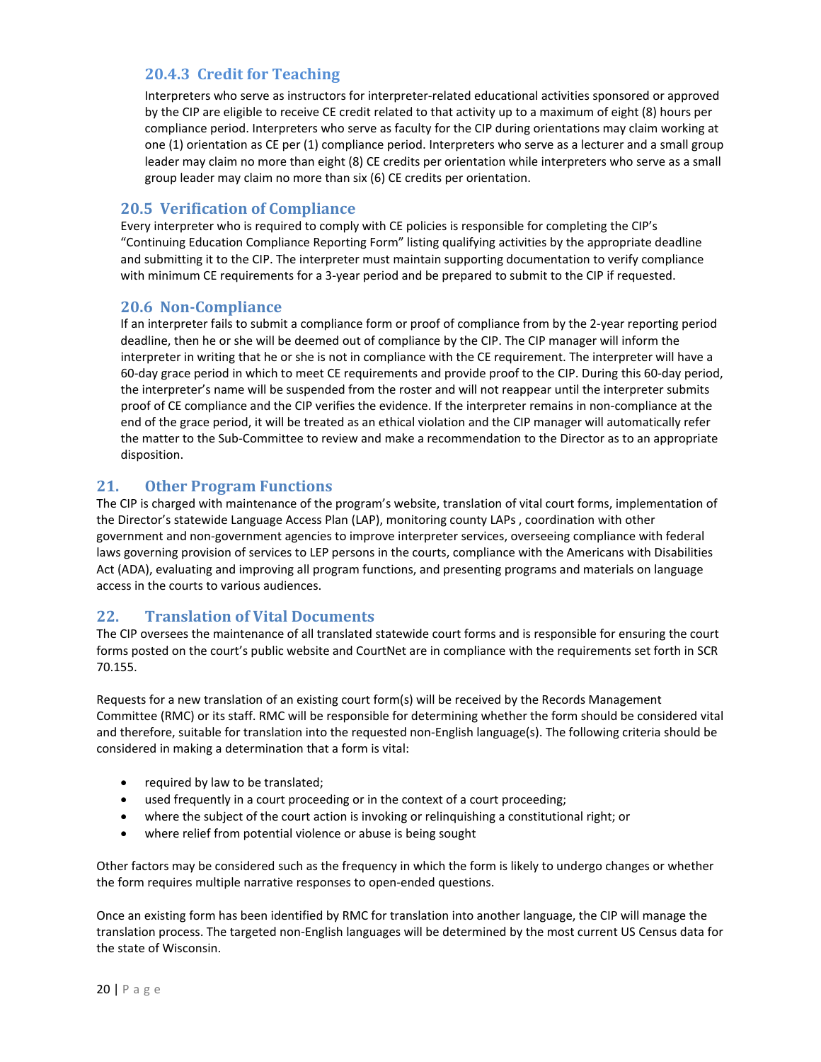### 20.4.3 Credit for Teaching

Interpreters who serve as instructors for interpreter-related educational activities sponsored or approved by the CIP are eligible to receive CE credit related to that activity up to a maximum of eight (8) hours per compliance period. Interpreters who serve as faculty for the CIP during orientations may claim working at one (1) orientation as CE per (1) compliance period. Interpreters who serve as a lecturer and a small group leader may claim no more than eight (8) CE credits per orientation while interpreters who serve as a small group leader may claim no more than six (6) CE credits per orientation.

## 20.5 Verification of Compliance

Every interpreter who is required to comply with CE policies is responsible for completing the CIP's "Continuing Education Compliance Reporting Form" listing qualifying activities by the appropriate deadline and submitting it to the CIP. The interpreter must maintain supporting documentation to verify compliance with minimum CE requirements for a 3-year period and be prepared to submit to the CIP if requested.

## 20.6 Non-Compliance

If an interpreter fails to submit a compliance form or proof of compliance from by the 2-year reporting period deadline, then he or she will be deemed out of compliance by the CIP. The CIP manager will inform the interpreter in writing that he or she is not in compliance with the CE requirement. The interpreter will have a 60-day grace period in which to meet CE requirements and provide proof to the CIP. During this 60-day period, the interpreter's name will be suspended from the roster and will not reappear until the interpreter submits proof of CE compliance and the CIP verifies the evidence. If the interpreter remains in non-compliance at the end of the grace period, it will be treated as an ethical violation and the CIP manager will automatically refer the matter to the Sub-Committee to review and make a recommendation to the Director as to an appropriate disposition.

# 21. Other Program Functions

The CIP is charged with maintenance of the program's website, translation of vital court forms, implementation of the Director's statewide Language Access Plan (LAP), monitoring county LAPs , coordination with other government and non-government agencies to improve interpreter services, overseeing compliance with federal laws governing provision of services to LEP persons in the courts, compliance with the Americans with Disabilities Act (ADA), evaluating and improving all program functions, and presenting programs and materials on language access in the courts to various audiences.

# 22. Translation of Vital Documents

The CIP oversees the maintenance of all translated statewide court forms and is responsible for ensuring the court forms posted on the court's public website and CourtNet are in compliance with the requirements set forth in SCR 70.155.

Requests for a new translation of an existing court form(s) will be received by the Records Management Committee (RMC) or its staff. RMC will be responsible for determining whether the form should be considered vital and therefore, suitable for translation into the requested non-English language(s). The following criteria should be considered in making a determination that a form is vital:

- required by law to be translated;
- used frequently in a court proceeding or in the context of a court proceeding;
- where the subject of the court action is invoking or relinquishing a constitutional right; or
- where relief from potential violence or abuse is being sought

Other factors may be considered such as the frequency in which the form is likely to undergo changes or whether the form requires multiple narrative responses to open-ended questions.

Once an existing form has been identified by RMC for translation into another language, the CIP will manage the translation process. The targeted non-English languages will be determined by the most current US Census data for the state of Wisconsin.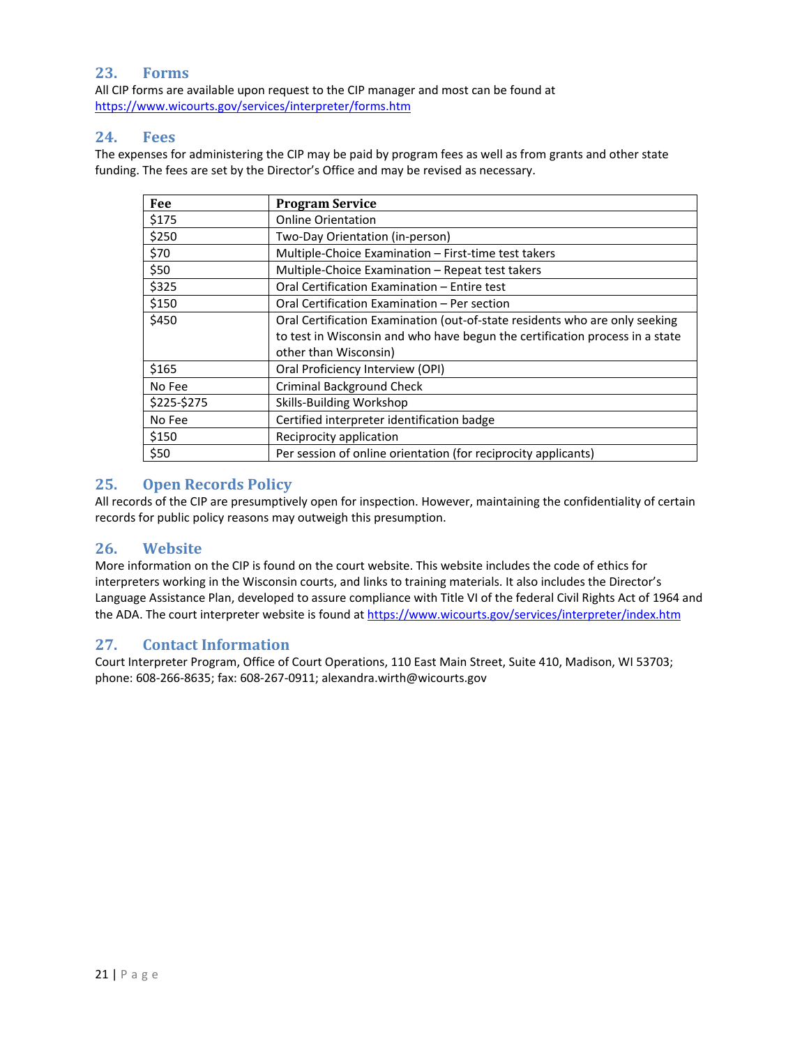## 23. Forms

All CIP forms are available upon request to the CIP manager and most can be found at https://www.wicourts.gov/services/interpreter/forms.htm

## 24. Fees

The expenses for administering the CIP may be paid by program fees as well as from grants and other state funding. The fees are set by the Director's Office and may be revised as necessary.

| Fee | Program Service |
|---|---|
| $175 | Online Orientation |
| $250 | Two-Day Orientation (in-person) |
| $70 | Multiple-Choice Examination – First-time test takers |
| $50 | Multiple-Choice Examination – Repeat test takers |
| $325 | Oral Certification Examination – Entire test |
| $150 | Oral Certification Examination – Per section |
| $450 | Oral Certification Examination (out-of-state residents who are only seeking to test in Wisconsin and who have begun the certification process in a state other than Wisconsin) |
| $165 | Oral Proficiency Interview (OPI) |
| No Fee | Criminal Background Check |
| $225-$275 | Skills-Building Workshop |
| No Fee | Certified interpreter identification badge |
| $150 | Reciprocity application |
| $50 | Per session of online orientation (for reciprocity applicants) |

## 25. Open Records Policy

All records of the CIP are presumptively open for inspection. However, maintaining the confidentiality of certain records for public policy reasons may outweigh this presumption.

## 26. Website

More information on the CIP is found on the court website. This website includes the code of ethics for interpreters working in the Wisconsin courts, and links to training materials. It also includes the Director's Language Assistance Plan, developed to assure compliance with Title VI of the federal Civil Rights Act of 1964 and the ADA. The court interpreter website is found at https://www.wicourts.gov/services/interpreter/index.htm

## 27. Contact Information

Court Interpreter Program, Office of Court Operations, 110 East Main Street, Suite 410, Madison, WI 53703; phone: 608-266-8635; fax: 608-267-0911; alexandra.wirth@wicourts.gov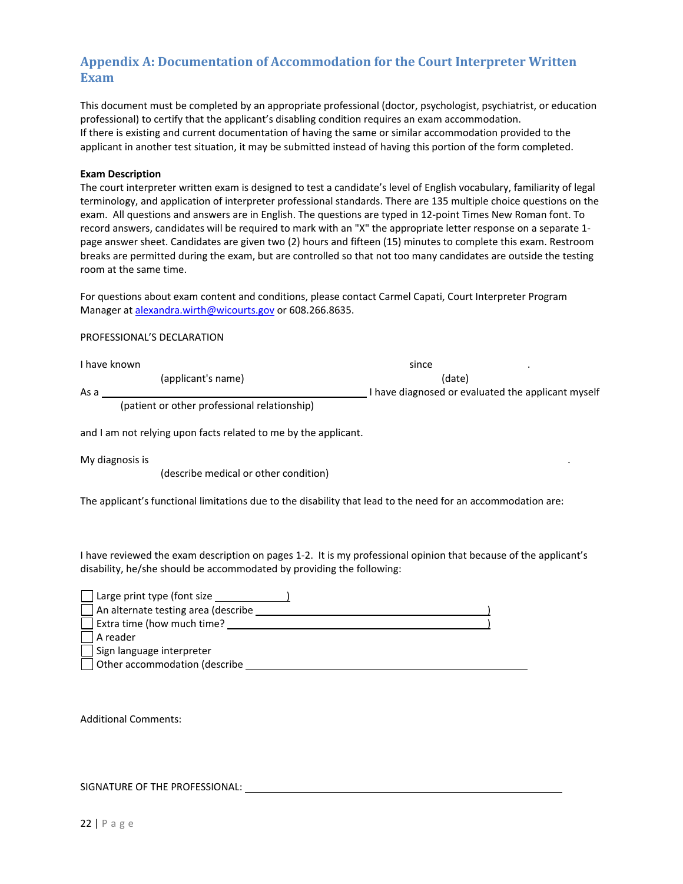## Appendix A: Documentation of Accommodation for the Court Interpreter Written Exam

This document must be completed by an appropriate professional (doctor, psychologist, psychiatrist, or education professional) to certify that the applicant's disabling condition requires an exam accommodation.
If there is existing and current documentation of having the same or similar accommodation provided to the applicant in another test situation, it may be submitted instead of having this portion of the form completed.

**Exam Description**
The court interpreter written exam is designed to test a candidate's level of English vocabulary, familiarity of legal terminology, and application of interpreter professional standards. There are 135 multiple choice questions on the exam. All questions and answers are in English. The questions are typed in 12-point Times New Roman font. To record answers, candidates will be required to mark with an "X" the appropriate letter response on a separate 1-page answer sheet. Candidates are given two (2) hours and fifteen (15) minutes to complete this exam. Restroom breaks are permitted during the exam, but are controlled so that not too many candidates are outside the testing room at the same time.

For questions about exam content and conditions, please contact Carmel Capati, Court Interpreter Program Manager at alexandra.wirth@wicourts.gov or 608.266.8635.

PROFESSIONAL'S DECLARATION

I have known ______________________________ since ______________.
(applicant's name) (date)

As a ______________________________ I have diagnosed or evaluated the applicant myself
(patient or other professional relationship)

and I am not relying upon facts related to me by the applicant.

My diagnosis is ______________________________________________.
(describe medical or other condition)

The applicant's functional limitations due to the disability that lead to the need for an accommodation are:

I have reviewed the exam description on pages 1-2. It is my professional opinion that because of the applicant's disability, he/she should be accommodated by providing the following:

- ☐ Large print type (font size ____________)
- ☐ An alternate testing area (describe ______________________________)
- ☐ Extra time (how much time? ______________________________)
- ☐ A reader
- ☐ Sign language interpreter
- ☐ Other accommodation (describe ______________________________

Additional Comments:

SIGNATURE OF THE PROFESSIONAL: ______________________________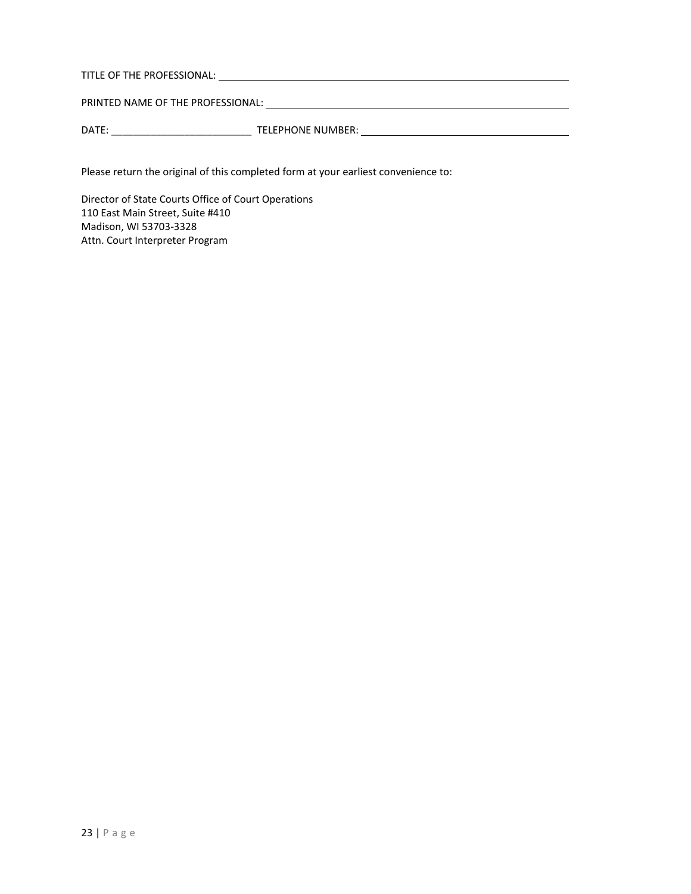TITLE OF THE PROFESSIONAL: ______________________________________________

PRINTED NAME OF THE PROFESSIONAL: ________________________________________

DATE: _________________________ TELEPHONE NUMBER: ______________________

Please return the original of this completed form at your earliest convenience to:

Director of State Courts Office of Court Operations  
110 East Main Street, Suite #410  
Madison, WI 53703-3328  
Attn. Court Interpreter Program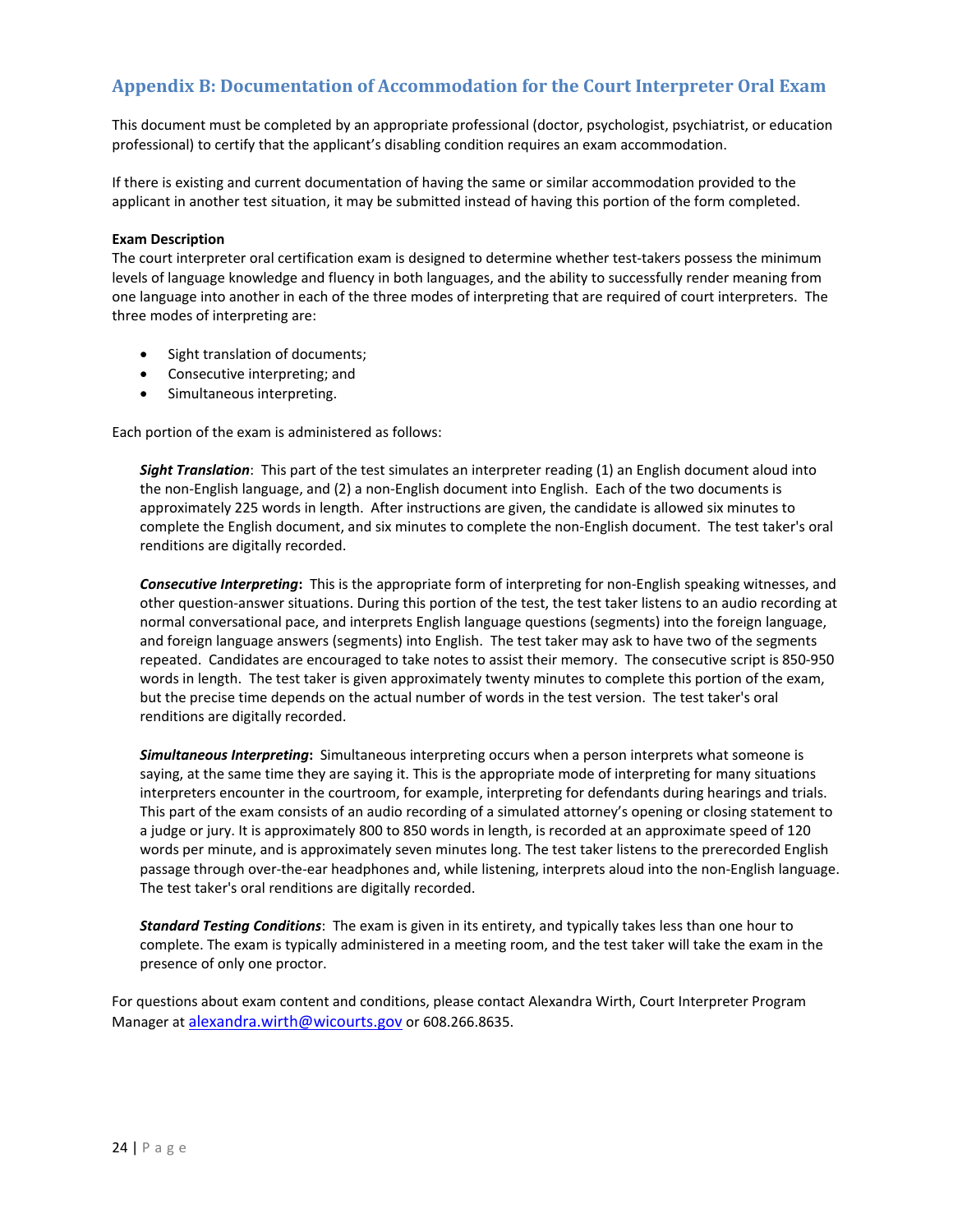## Appendix B: Documentation of Accommodation for the Court Interpreter Oral Exam

This document must be completed by an appropriate professional (doctor, psychologist, psychiatrist, or education professional) to certify that the applicant's disabling condition requires an exam accommodation.

If there is existing and current documentation of having the same or similar accommodation provided to the applicant in another test situation, it may be submitted instead of having this portion of the form completed.

**Exam Description**

The court interpreter oral certification exam is designed to determine whether test-takers possess the minimum levels of language knowledge and fluency in both languages, and the ability to successfully render meaning from one language into another in each of the three modes of interpreting that are required of court interpreters. The three modes of interpreting are:

- Sight translation of documents;
- Consecutive interpreting; and
- Simultaneous interpreting.

Each portion of the exam is administered as follows:

> ***Sight Translation***: This part of the test simulates an interpreter reading (1) an English document aloud into the non-English language, and (2) a non-English document into English. Each of the two documents is approximately 225 words in length. After instructions are given, the candidate is allowed six minutes to complete the English document, and six minutes to complete the non-English document. The test taker's oral renditions are digitally recorded.
>
> ***Consecutive Interpreting*:** This is the appropriate form of interpreting for non-English speaking witnesses, and other question-answer situations. During this portion of the test, the test taker listens to an audio recording at normal conversational pace, and interprets English language questions (segments) into the foreign language, and foreign language answers (segments) into English. The test taker may ask to have two of the segments repeated. Candidates are encouraged to take notes to assist their memory. The consecutive script is 850-950 words in length. The test taker is given approximately twenty minutes to complete this portion of the exam, but the precise time depends on the actual number of words in the test version. The test taker's oral renditions are digitally recorded.
>
> ***Simultaneous Interpreting*:** Simultaneous interpreting occurs when a person interprets what someone is saying, at the same time they are saying it. This is the appropriate mode of interpreting for many situations interpreters encounter in the courtroom, for example, interpreting for defendants during hearings and trials. This part of the exam consists of an audio recording of a simulated attorney's opening or closing statement to a judge or jury. It is approximately 800 to 850 words in length, is recorded at an approximate speed of 120 words per minute, and is approximately seven minutes long. The test taker listens to the prerecorded English passage through over-the-ear headphones and, while listening, interprets aloud into the non-English language. The test taker's oral renditions are digitally recorded.
>
> ***Standard Testing Conditions***: The exam is given in its entirety, and typically takes less than one hour to complete. The exam is typically administered in a meeting room, and the test taker will take the exam in the presence of only one proctor.

For questions about exam content and conditions, please contact Alexandra Wirth, Court Interpreter Program Manager at alexandra.wirth@wicourts.gov or 608.266.8635.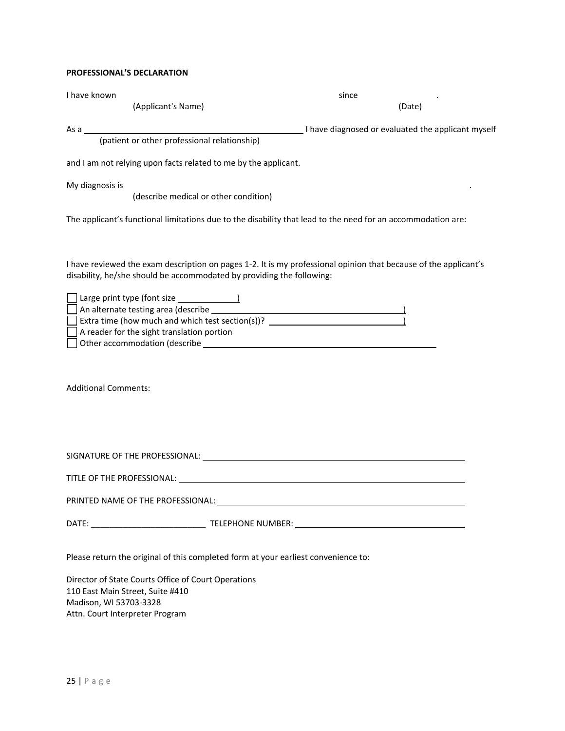**PROFESSIONAL'S DECLARATION**

I have known _______________ (Applicant's Name) since _______________ (Date).

As a _______________ (patient or other professional relationship) I have diagnosed or evaluated the applicant myself and I am not relying upon facts related to me by the applicant.

My diagnosis is _______________ (describe medical or other condition).

The applicant's functional limitations due to the disability that lead to the need for an accommodation are:

I have reviewed the exam description on pages 1-2. It is my professional opinion that because of the applicant's disability, he/she should be accommodated by providing the following:

- ☐ Large print type (font size _______________)
- ☐ An alternate testing area (describe _______________)
- ☐ Extra time (how much and which test section(s))? _______________)
- ☐ A reader for the sight translation portion
- ☐ Other accommodation (describe _______________

Additional Comments:

SIGNATURE OF THE PROFESSIONAL: _______________

TITLE OF THE PROFESSIONAL: _______________

PRINTED NAME OF THE PROFESSIONAL: _______________

DATE: _______________ TELEPHONE NUMBER: _______________

Please return the original of this completed form at your earliest convenience to:

Director of State Courts Office of Court Operations
110 East Main Street, Suite #410
Madison, WI 53703-3328
Attn. Court Interpreter Program